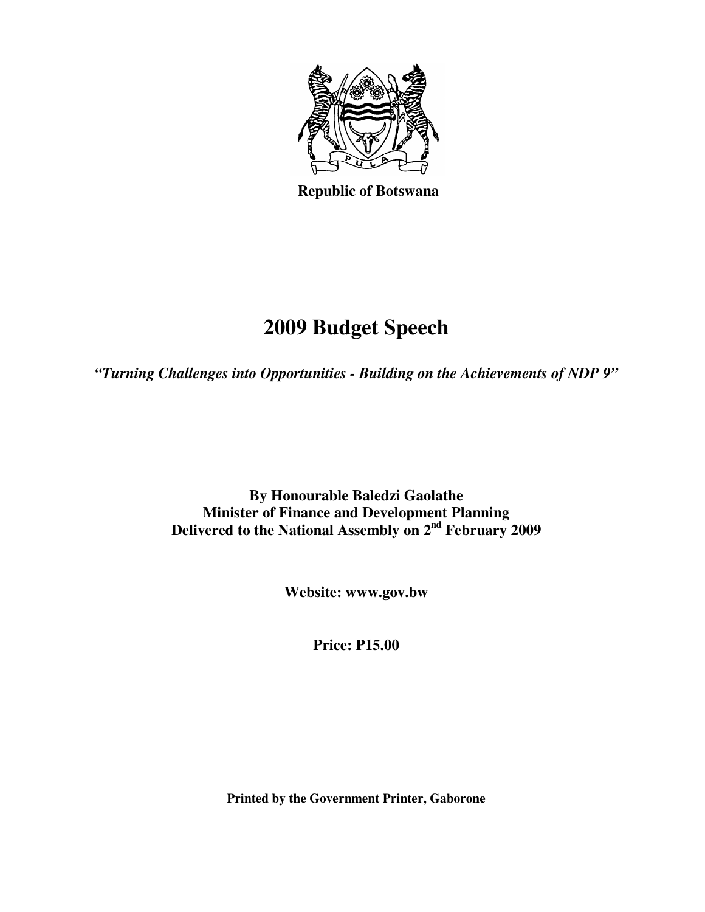**Republic of Botswana**

# 2009 Budget Speech

***"Turning Challenges into Opportunities - Building on the Achievements of NDP 9"***

**By Honourable Baledzi Gaolathe**
**Minister of Finance and Development Planning**
**Delivered to the National Assembly on 2nd February 2009**

**Website: www.gov.bw**

**Price: P15.00**

**Printed by the Government Printer, Gaborone**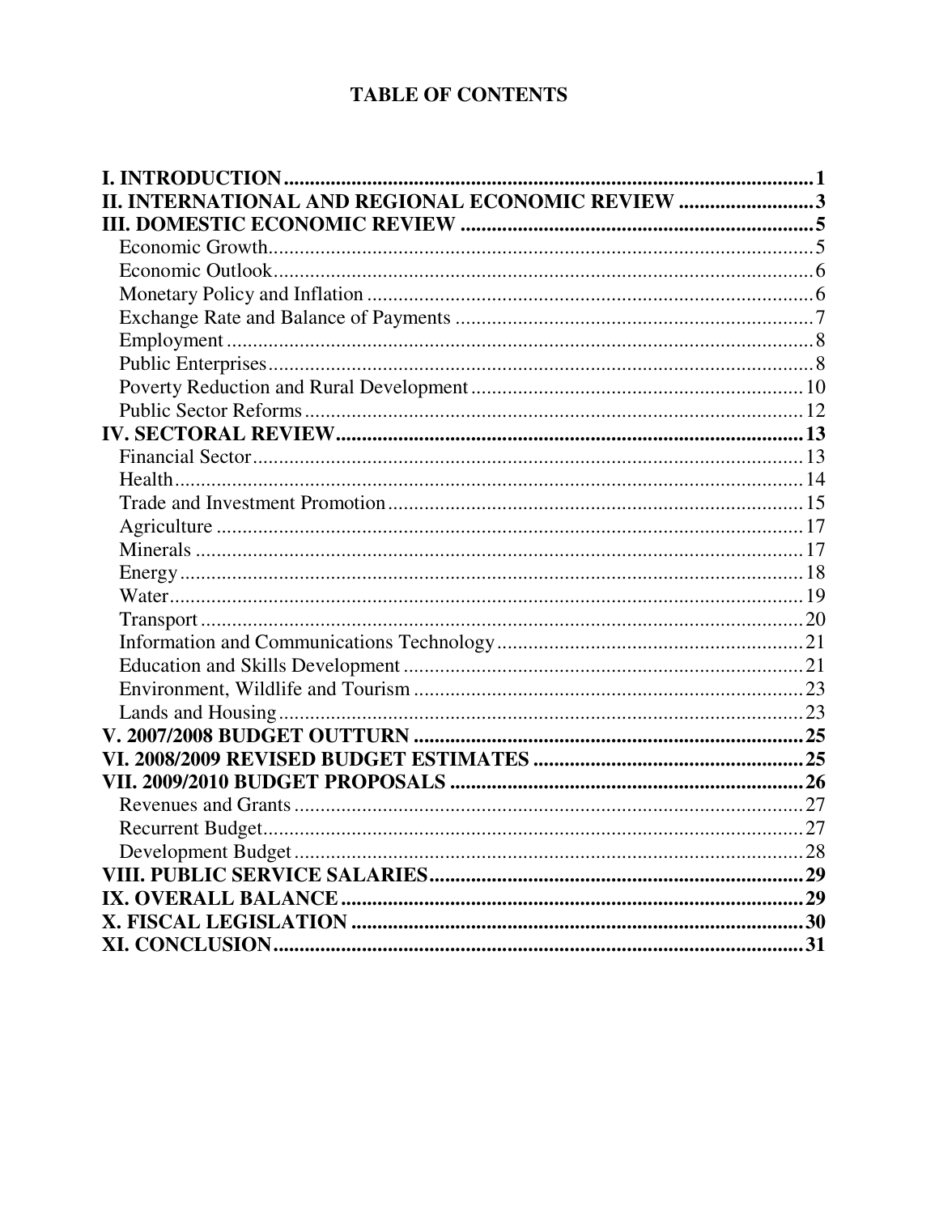# TABLE OF CONTENTS

| | |
|---|---|
| **I. INTRODUCTION** | **1** |
| **II. INTERNATIONAL AND REGIONAL ECONOMIC REVIEW** | **3** |
| **III. DOMESTIC ECONOMIC REVIEW** | **5** |
| Economic Growth | 5 |
| Economic Outlook | 6 |
| Monetary Policy and Inflation | 6 |
| Exchange Rate and Balance of Payments | 7 |
| Employment | 8 |
| Public Enterprises | 8 |
| Poverty Reduction and Rural Development | 10 |
| Public Sector Reforms | 12 |
| **IV. SECTORAL REVIEW** | **13** |
| Financial Sector | 13 |
| Health | 14 |
| Trade and Investment Promotion | 15 |
| Agriculture | 17 |
| Minerals | 17 |
| Energy | 18 |
| Water | 19 |
| Transport | 20 |
| Information and Communications Technology | 21 |
| Education and Skills Development | 21 |
| Environment, Wildlife and Tourism | 23 |
| Lands and Housing | 23 |
| **V. 2007/2008 BUDGET OUTTURN** | **25** |
| **VI. 2008/2009 REVISED BUDGET ESTIMATES** | **25** |
| **VII. 2009/2010 BUDGET PROPOSALS** | **26** |
| Revenues and Grants | 27 |
| Recurrent Budget | 27 |
| Development Budget | 28 |
| **VIII. PUBLIC SERVICE SALARIES** | **29** |
| **IX. OVERALL BALANCE** | **29** |
| **X. FISCAL LEGISLATION** | **30** |
| **XI. CONCLUSION** | **31** |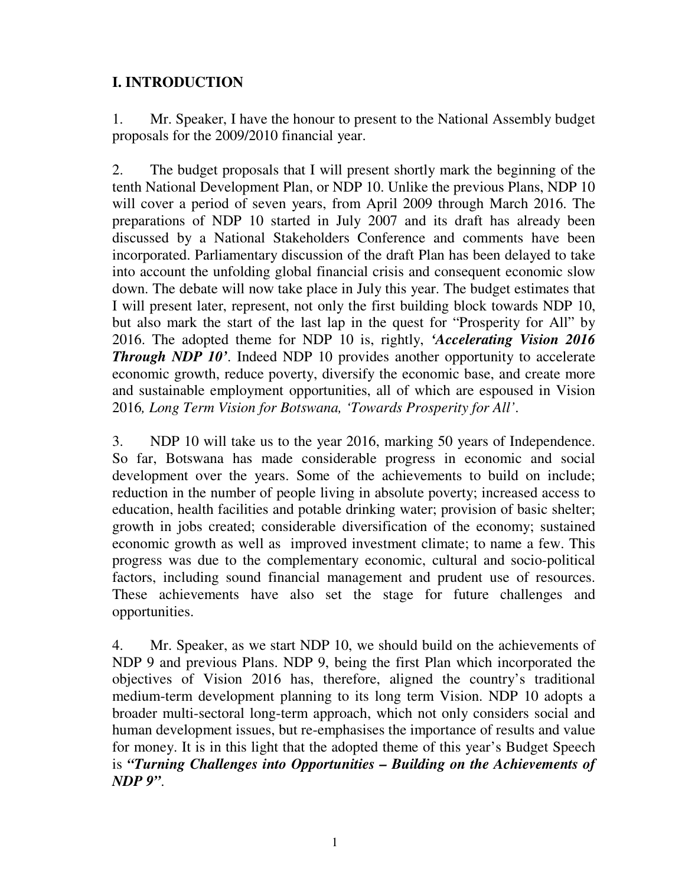## I. INTRODUCTION

1. Mr. Speaker, I have the honour to present to the National Assembly budget proposals for the 2009/2010 financial year.

2. The budget proposals that I will present shortly mark the beginning of the tenth National Development Plan, or NDP 10. Unlike the previous Plans, NDP 10 will cover a period of seven years, from April 2009 through March 2016. The preparations of NDP 10 started in July 2007 and its draft has already been discussed by a National Stakeholders Conference and comments have been incorporated. Parliamentary discussion of the draft Plan has been delayed to take into account the unfolding global financial crisis and consequent economic slow down. The debate will now take place in July this year. The budget estimates that I will present later, represent, not only the first building block towards NDP 10, but also mark the start of the last lap in the quest for "Prosperity for All" by 2016. The adopted theme for NDP 10 is, rightly, ***'Accelerating Vision 2016 Through NDP 10'***. Indeed NDP 10 provides another opportunity to accelerate economic growth, reduce poverty, diversify the economic base, and create more and sustainable employment opportunities, all of which are espoused in Vision 2016*, Long Term Vision for Botswana, 'Towards Prosperity for All'*.

3. NDP 10 will take us to the year 2016, marking 50 years of Independence. So far, Botswana has made considerable progress in economic and social development over the years. Some of the achievements to build on include; reduction in the number of people living in absolute poverty; increased access to education, health facilities and potable drinking water; provision of basic shelter; growth in jobs created; considerable diversification of the economy; sustained economic growth as well as improved investment climate; to name a few. This progress was due to the complementary economic, cultural and socio-political factors, including sound financial management and prudent use of resources. These achievements have also set the stage for future challenges and opportunities.

4. Mr. Speaker, as we start NDP 10, we should build on the achievements of NDP 9 and previous Plans. NDP 9, being the first Plan which incorporated the objectives of Vision 2016 has, therefore, aligned the country's traditional medium-term development planning to its long term Vision. NDP 10 adopts a broader multi-sectoral long-term approach, which not only considers social and human development issues, but re-emphasises the importance of results and value for money. It is in this light that the adopted theme of this year's Budget Speech is ***"Turning Challenges into Opportunities – Building on the Achievements of NDP 9"***.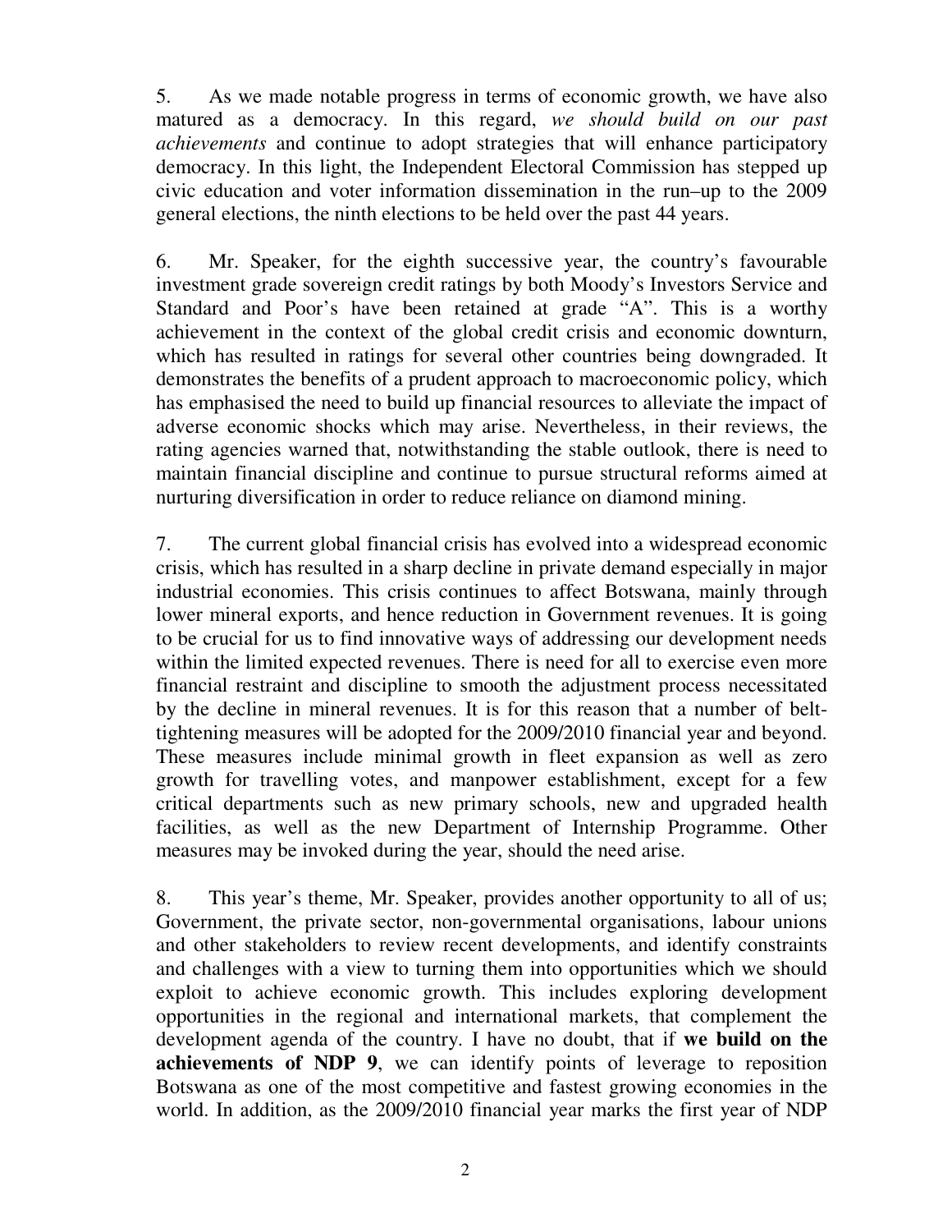5. As we made notable progress in terms of economic growth, we have also matured as a democracy. In this regard, *we should build on our past achievements* and continue to adopt strategies that will enhance participatory democracy. In this light, the Independent Electoral Commission has stepped up civic education and voter information dissemination in the run–up to the 2009 general elections, the ninth elections to be held over the past 44 years.

6. Mr. Speaker, for the eighth successive year, the country's favourable investment grade sovereign credit ratings by both Moody's Investors Service and Standard and Poor's have been retained at grade "A". This is a worthy achievement in the context of the global credit crisis and economic downturn, which has resulted in ratings for several other countries being downgraded. It demonstrates the benefits of a prudent approach to macroeconomic policy, which has emphasised the need to build up financial resources to alleviate the impact of adverse economic shocks which may arise. Nevertheless, in their reviews, the rating agencies warned that, notwithstanding the stable outlook, there is need to maintain financial discipline and continue to pursue structural reforms aimed at nurturing diversification in order to reduce reliance on diamond mining.

7. The current global financial crisis has evolved into a widespread economic crisis, which has resulted in a sharp decline in private demand especially in major industrial economies. This crisis continues to affect Botswana, mainly through lower mineral exports, and hence reduction in Government revenues. It is going to be crucial for us to find innovative ways of addressing our development needs within the limited expected revenues. There is need for all to exercise even more financial restraint and discipline to smooth the adjustment process necessitated by the decline in mineral revenues. It is for this reason that a number of belt-tightening measures will be adopted for the 2009/2010 financial year and beyond. These measures include minimal growth in fleet expansion as well as zero growth for travelling votes, and manpower establishment, except for a few critical departments such as new primary schools, new and upgraded health facilities, as well as the new Department of Internship Programme. Other measures may be invoked during the year, should the need arise.

8. This year's theme, Mr. Speaker, provides another opportunity to all of us; Government, the private sector, non-governmental organisations, labour unions and other stakeholders to review recent developments, and identify constraints and challenges with a view to turning them into opportunities which we should exploit to achieve economic growth. This includes exploring development opportunities in the regional and international markets, that complement the development agenda of the country. I have no doubt, that if **we build on the achievements of NDP 9**, we can identify points of leverage to reposition Botswana as one of the most competitive and fastest growing economies in the world. In addition, as the 2009/2010 financial year marks the first year of NDP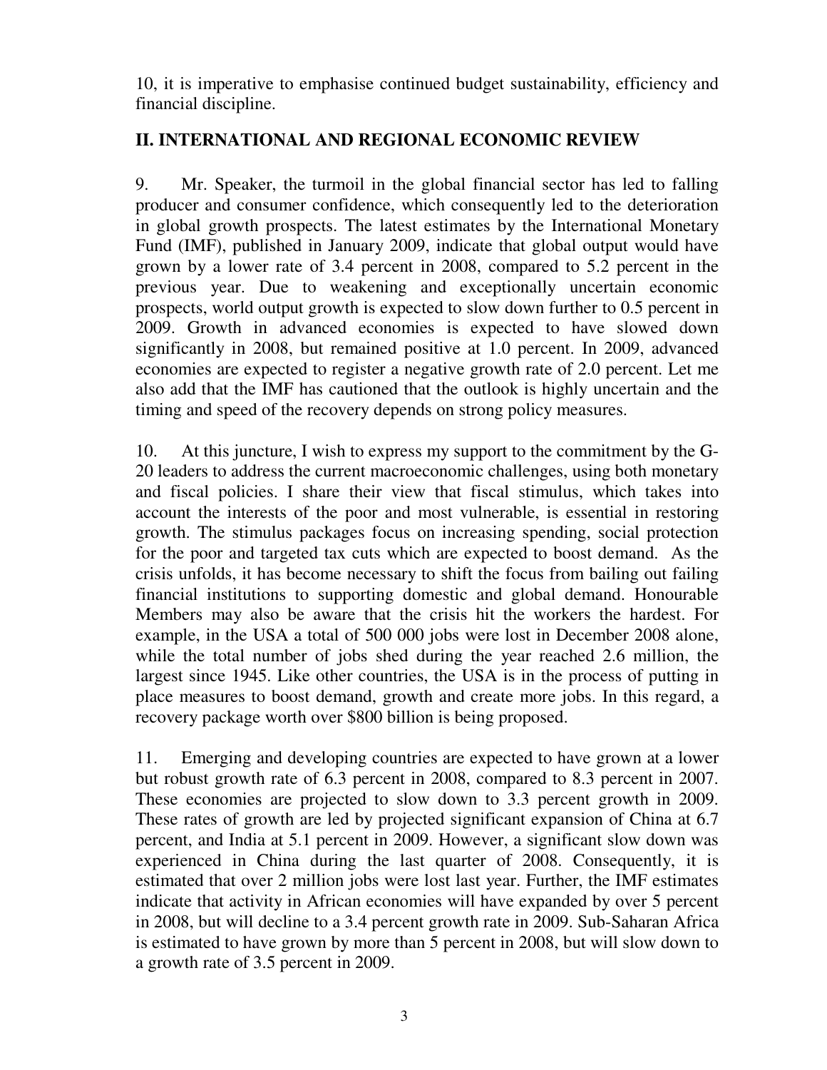10, it is imperative to emphasise continued budget sustainability, efficiency and financial discipline.

## II. INTERNATIONAL AND REGIONAL ECONOMIC REVIEW

9. Mr. Speaker, the turmoil in the global financial sector has led to falling producer and consumer confidence, which consequently led to the deterioration in global growth prospects. The latest estimates by the International Monetary Fund (IMF), published in January 2009, indicate that global output would have grown by a lower rate of 3.4 percent in 2008, compared to 5.2 percent in the previous year. Due to weakening and exceptionally uncertain economic prospects, world output growth is expected to slow down further to 0.5 percent in 2009. Growth in advanced economies is expected to have slowed down significantly in 2008, but remained positive at 1.0 percent. In 2009, advanced economies are expected to register a negative growth rate of 2.0 percent. Let me also add that the IMF has cautioned that the outlook is highly uncertain and the timing and speed of the recovery depends on strong policy measures.

10. At this juncture, I wish to express my support to the commitment by the G-20 leaders to address the current macroeconomic challenges, using both monetary and fiscal policies. I share their view that fiscal stimulus, which takes into account the interests of the poor and most vulnerable, is essential in restoring growth. The stimulus packages focus on increasing spending, social protection for the poor and targeted tax cuts which are expected to boost demand. As the crisis unfolds, it has become necessary to shift the focus from bailing out failing financial institutions to supporting domestic and global demand. Honourable Members may also be aware that the crisis hit the workers the hardest. For example, in the USA a total of 500 000 jobs were lost in December 2008 alone, while the total number of jobs shed during the year reached 2.6 million, the largest since 1945. Like other countries, the USA is in the process of putting in place measures to boost demand, growth and create more jobs. In this regard, a recovery package worth over $800 billion is being proposed.

11. Emerging and developing countries are expected to have grown at a lower but robust growth rate of 6.3 percent in 2008, compared to 8.3 percent in 2007. These economies are projected to slow down to 3.3 percent growth in 2009. These rates of growth are led by projected significant expansion of China at 6.7 percent, and India at 5.1 percent in 2009. However, a significant slow down was experienced in China during the last quarter of 2008. Consequently, it is estimated that over 2 million jobs were lost last year. Further, the IMF estimates indicate that activity in African economies will have expanded by over 5 percent in 2008, but will decline to a 3.4 percent growth rate in 2009. Sub-Saharan Africa is estimated to have grown by more than 5 percent in 2008, but will slow down to a growth rate of 3.5 percent in 2009.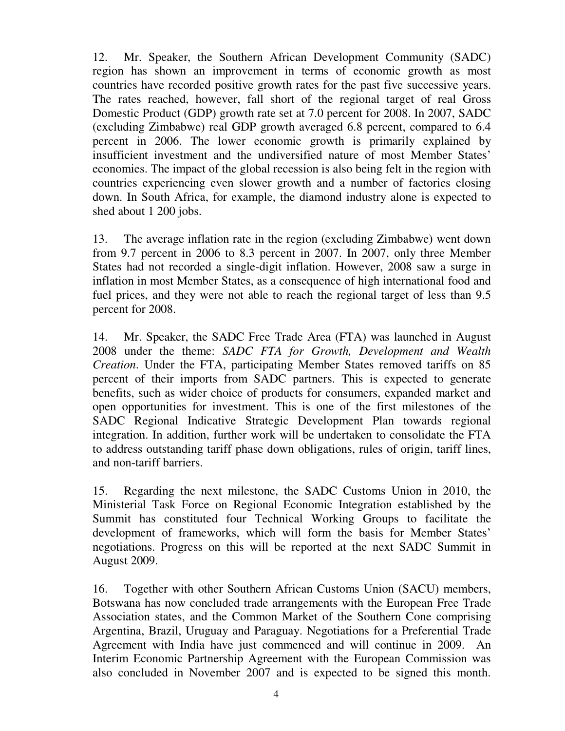12. Mr. Speaker, the Southern African Development Community (SADC) region has shown an improvement in terms of economic growth as most countries have recorded positive growth rates for the past five successive years. The rates reached, however, fall short of the regional target of real Gross Domestic Product (GDP) growth rate set at 7.0 percent for 2008. In 2007, SADC (excluding Zimbabwe) real GDP growth averaged 6.8 percent, compared to 6.4 percent in 2006. The lower economic growth is primarily explained by insufficient investment and the undiversified nature of most Member States' economies. The impact of the global recession is also being felt in the region with countries experiencing even slower growth and a number of factories closing down. In South Africa, for example, the diamond industry alone is expected to shed about 1 200 jobs.

13. The average inflation rate in the region (excluding Zimbabwe) went down from 9.7 percent in 2006 to 8.3 percent in 2007. In 2007, only three Member States had not recorded a single-digit inflation. However, 2008 saw a surge in inflation in most Member States, as a consequence of high international food and fuel prices, and they were not able to reach the regional target of less than 9.5 percent for 2008.

14. Mr. Speaker, the SADC Free Trade Area (FTA) was launched in August 2008 under the theme: *SADC FTA for Growth, Development and Wealth Creation*. Under the FTA, participating Member States removed tariffs on 85 percent of their imports from SADC partners. This is expected to generate benefits, such as wider choice of products for consumers, expanded market and open opportunities for investment. This is one of the first milestones of the SADC Regional Indicative Strategic Development Plan towards regional integration. In addition, further work will be undertaken to consolidate the FTA to address outstanding tariff phase down obligations, rules of origin, tariff lines, and non-tariff barriers.

15. Regarding the next milestone, the SADC Customs Union in 2010, the Ministerial Task Force on Regional Economic Integration established by the Summit has constituted four Technical Working Groups to facilitate the development of frameworks, which will form the basis for Member States' negotiations. Progress on this will be reported at the next SADC Summit in August 2009.

16. Together with other Southern African Customs Union (SACU) members, Botswana has now concluded trade arrangements with the European Free Trade Association states, and the Common Market of the Southern Cone comprising Argentina, Brazil, Uruguay and Paraguay. Negotiations for a Preferential Trade Agreement with India have just commenced and will continue in 2009. An Interim Economic Partnership Agreement with the European Commission was also concluded in November 2007 and is expected to be signed this month.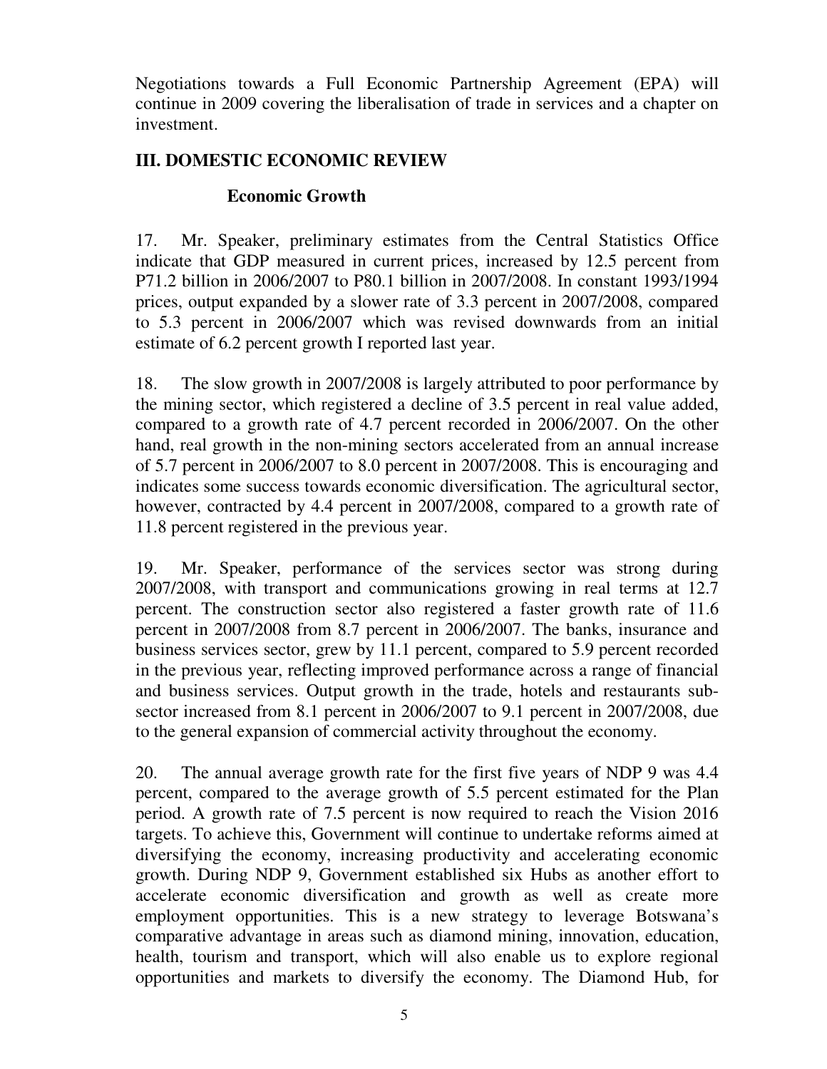Negotiations towards a Full Economic Partnership Agreement (EPA) will continue in 2009 covering the liberalisation of trade in services and a chapter on investment.

## III. DOMESTIC ECONOMIC REVIEW

### Economic Growth

17. Mr. Speaker, preliminary estimates from the Central Statistics Office indicate that GDP measured in current prices, increased by 12.5 percent from P71.2 billion in 2006/2007 to P80.1 billion in 2007/2008. In constant 1993/1994 prices, output expanded by a slower rate of 3.3 percent in 2007/2008, compared to 5.3 percent in 2006/2007 which was revised downwards from an initial estimate of 6.2 percent growth I reported last year.

18. The slow growth in 2007/2008 is largely attributed to poor performance by the mining sector, which registered a decline of 3.5 percent in real value added, compared to a growth rate of 4.7 percent recorded in 2006/2007. On the other hand, real growth in the non-mining sectors accelerated from an annual increase of 5.7 percent in 2006/2007 to 8.0 percent in 2007/2008. This is encouraging and indicates some success towards economic diversification. The agricultural sector, however, contracted by 4.4 percent in 2007/2008, compared to a growth rate of 11.8 percent registered in the previous year.

19. Mr. Speaker, performance of the services sector was strong during 2007/2008, with transport and communications growing in real terms at 12.7 percent. The construction sector also registered a faster growth rate of 11.6 percent in 2007/2008 from 8.7 percent in 2006/2007. The banks, insurance and business services sector, grew by 11.1 percent, compared to 5.9 percent recorded in the previous year, reflecting improved performance across a range of financial and business services. Output growth in the trade, hotels and restaurants sub-sector increased from 8.1 percent in 2006/2007 to 9.1 percent in 2007/2008, due to the general expansion of commercial activity throughout the economy.

20. The annual average growth rate for the first five years of NDP 9 was 4.4 percent, compared to the average growth of 5.5 percent estimated for the Plan period. A growth rate of 7.5 percent is now required to reach the Vision 2016 targets. To achieve this, Government will continue to undertake reforms aimed at diversifying the economy, increasing productivity and accelerating economic growth. During NDP 9, Government established six Hubs as another effort to accelerate economic diversification and growth as well as create more employment opportunities. This is a new strategy to leverage Botswana's comparative advantage in areas such as diamond mining, innovation, education, health, tourism and transport, which will also enable us to explore regional opportunities and markets to diversify the economy. The Diamond Hub, for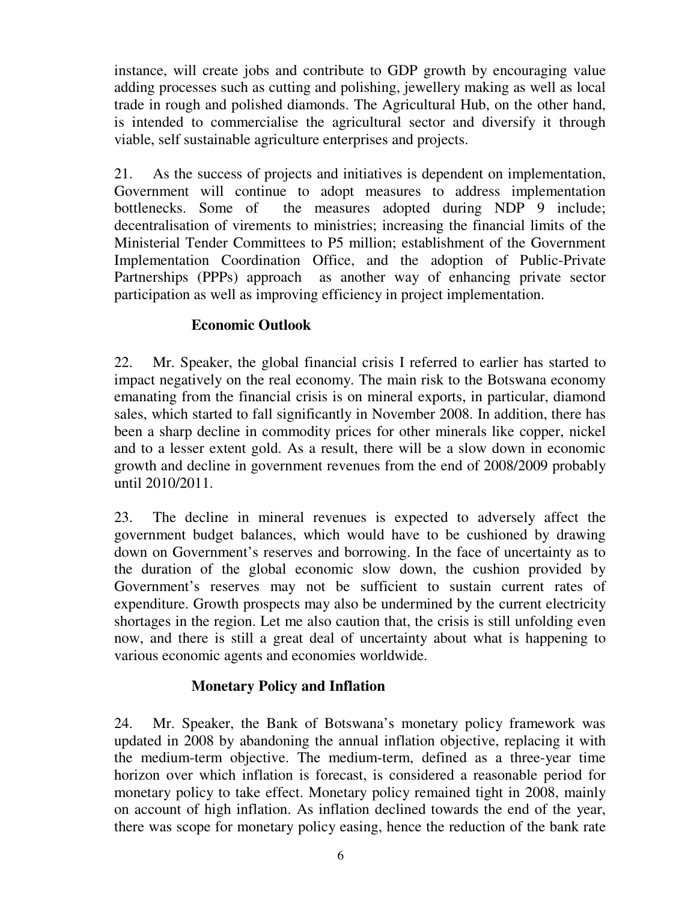instance, will create jobs and contribute to GDP growth by encouraging value adding processes such as cutting and polishing, jewellery making as well as local trade in rough and polished diamonds. The Agricultural Hub, on the other hand, is intended to commercialise the agricultural sector and diversify it through viable, self sustainable agriculture enterprises and projects.

21. As the success of projects and initiatives is dependent on implementation, Government will continue to adopt measures to address implementation bottlenecks. Some of the measures adopted during NDP 9 include; decentralisation of virements to ministries; increasing the financial limits of the Ministerial Tender Committees to P5 million; establishment of the Government Implementation Coordination Office, and the adoption of Public-Private Partnerships (PPPs) approach as another way of enhancing private sector participation as well as improving efficiency in project implementation.

## Economic Outlook

22. Mr. Speaker, the global financial crisis I referred to earlier has started to impact negatively on the real economy. The main risk to the Botswana economy emanating from the financial crisis is on mineral exports, in particular, diamond sales, which started to fall significantly in November 2008. In addition, there has been a sharp decline in commodity prices for other minerals like copper, nickel and to a lesser extent gold. As a result, there will be a slow down in economic growth and decline in government revenues from the end of 2008/2009 probably until 2010/2011.

23. The decline in mineral revenues is expected to adversely affect the government budget balances, which would have to be cushioned by drawing down on Government's reserves and borrowing. In the face of uncertainty as to the duration of the global economic slow down, the cushion provided by Government's reserves may not be sufficient to sustain current rates of expenditure. Growth prospects may also be undermined by the current electricity shortages in the region. Let me also caution that, the crisis is still unfolding even now, and there is still a great deal of uncertainty about what is happening to various economic agents and economies worldwide.

## Monetary Policy and Inflation

24. Mr. Speaker, the Bank of Botswana's monetary policy framework was updated in 2008 by abandoning the annual inflation objective, replacing it with the medium-term objective. The medium-term, defined as a three-year time horizon over which inflation is forecast, is considered a reasonable period for monetary policy to take effect. Monetary policy remained tight in 2008, mainly on account of high inflation. As inflation declined towards the end of the year, there was scope for monetary policy easing, hence the reduction of the bank rate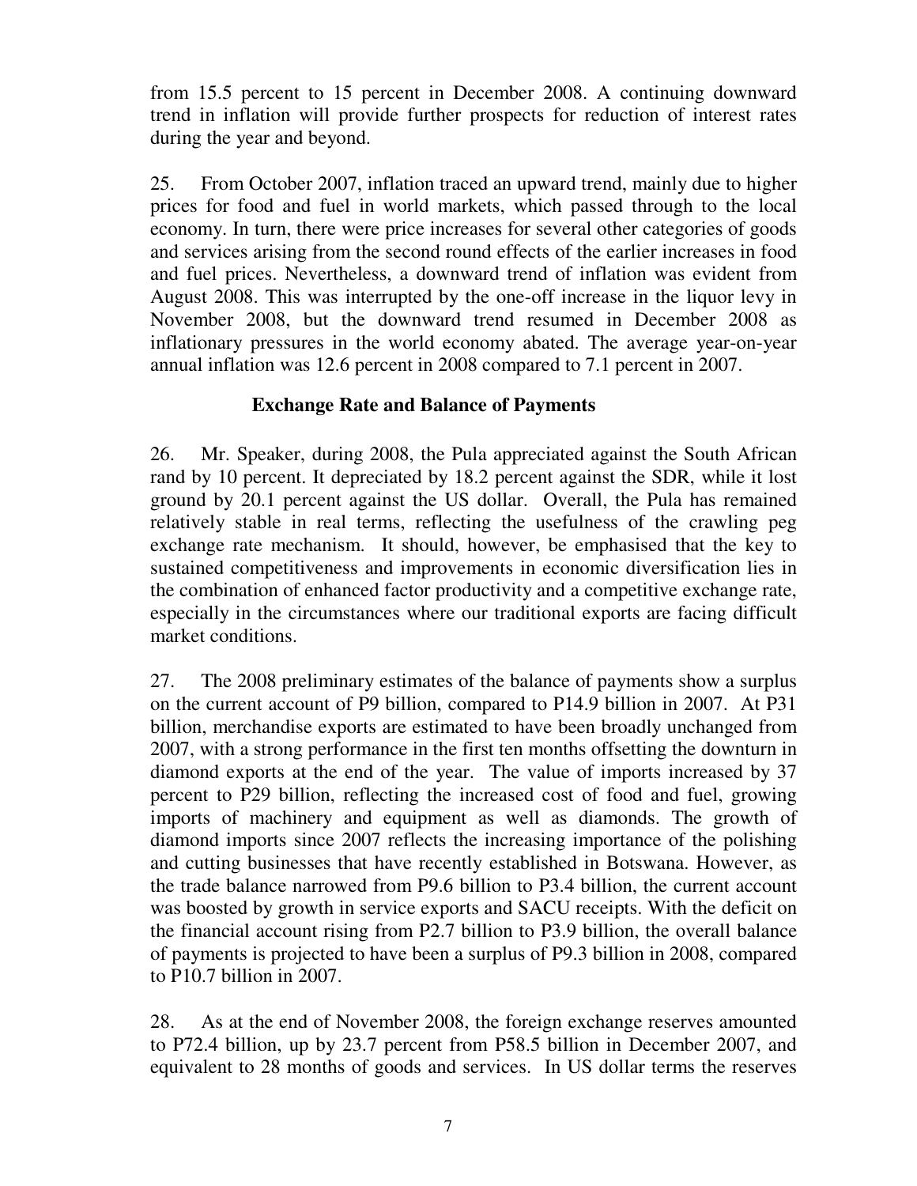from 15.5 percent to 15 percent in December 2008. A continuing downward trend in inflation will provide further prospects for reduction of interest rates during the year and beyond.

25. From October 2007, inflation traced an upward trend, mainly due to higher prices for food and fuel in world markets, which passed through to the local economy. In turn, there were price increases for several other categories of goods and services arising from the second round effects of the earlier increases in food and fuel prices. Nevertheless, a downward trend of inflation was evident from August 2008. This was interrupted by the one-off increase in the liquor levy in November 2008, but the downward trend resumed in December 2008 as inflationary pressures in the world economy abated. The average year-on-year annual inflation was 12.6 percent in 2008 compared to 7.1 percent in 2007.

## Exchange Rate and Balance of Payments

26. Mr. Speaker, during 2008, the Pula appreciated against the South African rand by 10 percent. It depreciated by 18.2 percent against the SDR, while it lost ground by 20.1 percent against the US dollar. Overall, the Pula has remained relatively stable in real terms, reflecting the usefulness of the crawling peg exchange rate mechanism. It should, however, be emphasised that the key to sustained competitiveness and improvements in economic diversification lies in the combination of enhanced factor productivity and a competitive exchange rate, especially in the circumstances where our traditional exports are facing difficult market conditions.

27. The 2008 preliminary estimates of the balance of payments show a surplus on the current account of P9 billion, compared to P14.9 billion in 2007. At P31 billion, merchandise exports are estimated to have been broadly unchanged from 2007, with a strong performance in the first ten months offsetting the downturn in diamond exports at the end of the year. The value of imports increased by 37 percent to P29 billion, reflecting the increased cost of food and fuel, growing imports of machinery and equipment as well as diamonds. The growth of diamond imports since 2007 reflects the increasing importance of the polishing and cutting businesses that have recently established in Botswana. However, as the trade balance narrowed from P9.6 billion to P3.4 billion, the current account was boosted by growth in service exports and SACU receipts. With the deficit on the financial account rising from P2.7 billion to P3.9 billion, the overall balance of payments is projected to have been a surplus of P9.3 billion in 2008, compared to P10.7 billion in 2007.

28. As at the end of November 2008, the foreign exchange reserves amounted to P72.4 billion, up by 23.7 percent from P58.5 billion in December 2007, and equivalent to 28 months of goods and services. In US dollar terms the reserves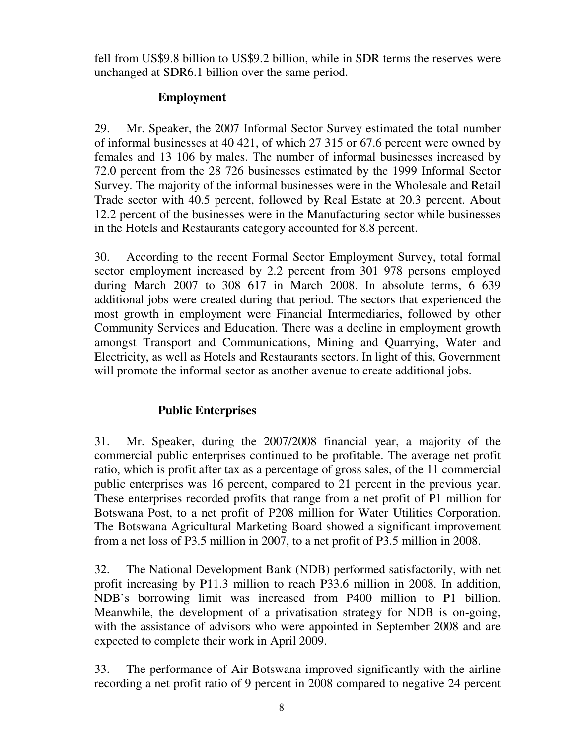fell from US$9.8 billion to US$9.2 billion, while in SDR terms the reserves were unchanged at SDR6.1 billion over the same period.

### Employment

29. Mr. Speaker, the 2007 Informal Sector Survey estimated the total number of informal businesses at 40 421, of which 27 315 or 67.6 percent were owned by females and 13 106 by males. The number of informal businesses increased by 72.0 percent from the 28 726 businesses estimated by the 1999 Informal Sector Survey. The majority of the informal businesses were in the Wholesale and Retail Trade sector with 40.5 percent, followed by Real Estate at 20.3 percent. About 12.2 percent of the businesses were in the Manufacturing sector while businesses in the Hotels and Restaurants category accounted for 8.8 percent.

30. According to the recent Formal Sector Employment Survey, total formal sector employment increased by 2.2 percent from 301 978 persons employed during March 2007 to 308 617 in March 2008. In absolute terms, 6 639 additional jobs were created during that period. The sectors that experienced the most growth in employment were Financial Intermediaries, followed by other Community Services and Education. There was a decline in employment growth amongst Transport and Communications, Mining and Quarrying, Water and Electricity, as well as Hotels and Restaurants sectors. In light of this, Government will promote the informal sector as another avenue to create additional jobs.

### Public Enterprises

31. Mr. Speaker, during the 2007/2008 financial year, a majority of the commercial public enterprises continued to be profitable. The average net profit ratio, which is profit after tax as a percentage of gross sales, of the 11 commercial public enterprises was 16 percent, compared to 21 percent in the previous year. These enterprises recorded profits that range from a net profit of P1 million for Botswana Post, to a net profit of P208 million for Water Utilities Corporation. The Botswana Agricultural Marketing Board showed a significant improvement from a net loss of P3.5 million in 2007, to a net profit of P3.5 million in 2008.

32. The National Development Bank (NDB) performed satisfactorily, with net profit increasing by P11.3 million to reach P33.6 million in 2008. In addition, NDB's borrowing limit was increased from P400 million to P1 billion. Meanwhile, the development of a privatisation strategy for NDB is on-going, with the assistance of advisors who were appointed in September 2008 and are expected to complete their work in April 2009.

33. The performance of Air Botswana improved significantly with the airline recording a net profit ratio of 9 percent in 2008 compared to negative 24 percent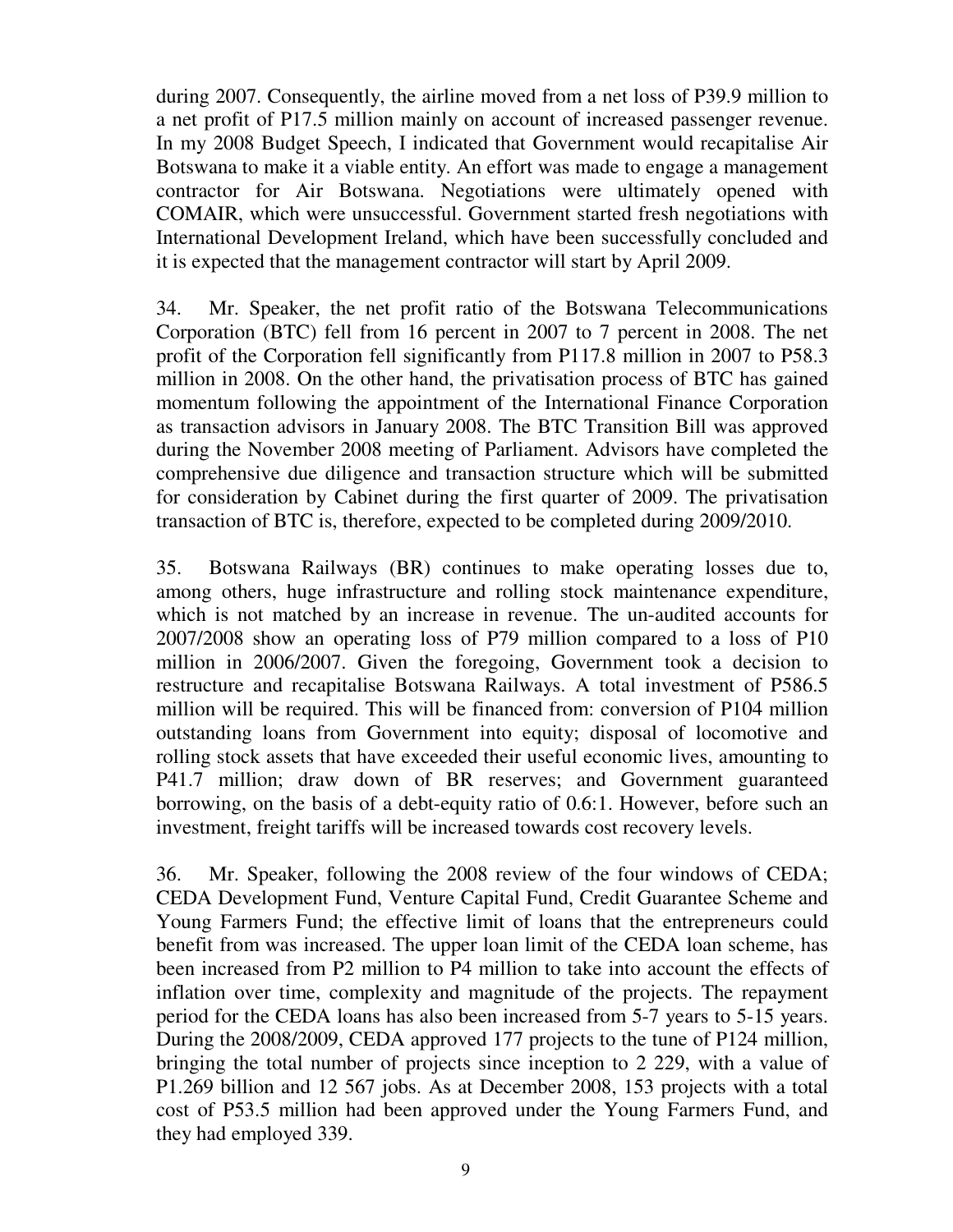during 2007. Consequently, the airline moved from a net loss of P39.9 million to a net profit of P17.5 million mainly on account of increased passenger revenue. In my 2008 Budget Speech, I indicated that Government would recapitalise Air Botswana to make it a viable entity. An effort was made to engage a management contractor for Air Botswana. Negotiations were ultimately opened with COMAIR, which were unsuccessful. Government started fresh negotiations with International Development Ireland, which have been successfully concluded and it is expected that the management contractor will start by April 2009.

34. Mr. Speaker, the net profit ratio of the Botswana Telecommunications Corporation (BTC) fell from 16 percent in 2007 to 7 percent in 2008. The net profit of the Corporation fell significantly from P117.8 million in 2007 to P58.3 million in 2008. On the other hand, the privatisation process of BTC has gained momentum following the appointment of the International Finance Corporation as transaction advisors in January 2008. The BTC Transition Bill was approved during the November 2008 meeting of Parliament. Advisors have completed the comprehensive due diligence and transaction structure which will be submitted for consideration by Cabinet during the first quarter of 2009. The privatisation transaction of BTC is, therefore, expected to be completed during 2009/2010.

35. Botswana Railways (BR) continues to make operating losses due to, among others, huge infrastructure and rolling stock maintenance expenditure, which is not matched by an increase in revenue. The un-audited accounts for 2007/2008 show an operating loss of P79 million compared to a loss of P10 million in 2006/2007. Given the foregoing, Government took a decision to restructure and recapitalise Botswana Railways. A total investment of P586.5 million will be required. This will be financed from: conversion of P104 million outstanding loans from Government into equity; disposal of locomotive and rolling stock assets that have exceeded their useful economic lives, amounting to P41.7 million; draw down of BR reserves; and Government guaranteed borrowing, on the basis of a debt-equity ratio of 0.6:1. However, before such an investment, freight tariffs will be increased towards cost recovery levels.

36. Mr. Speaker, following the 2008 review of the four windows of CEDA; CEDA Development Fund, Venture Capital Fund, Credit Guarantee Scheme and Young Farmers Fund; the effective limit of loans that the entrepreneurs could benefit from was increased. The upper loan limit of the CEDA loan scheme, has been increased from P2 million to P4 million to take into account the effects of inflation over time, complexity and magnitude of the projects. The repayment period for the CEDA loans has also been increased from 5-7 years to 5-15 years. During the 2008/2009, CEDA approved 177 projects to the tune of P124 million, bringing the total number of projects since inception to 2 229, with a value of P1.269 billion and 12 567 jobs. As at December 2008, 153 projects with a total cost of P53.5 million had been approved under the Young Farmers Fund, and they had employed 339.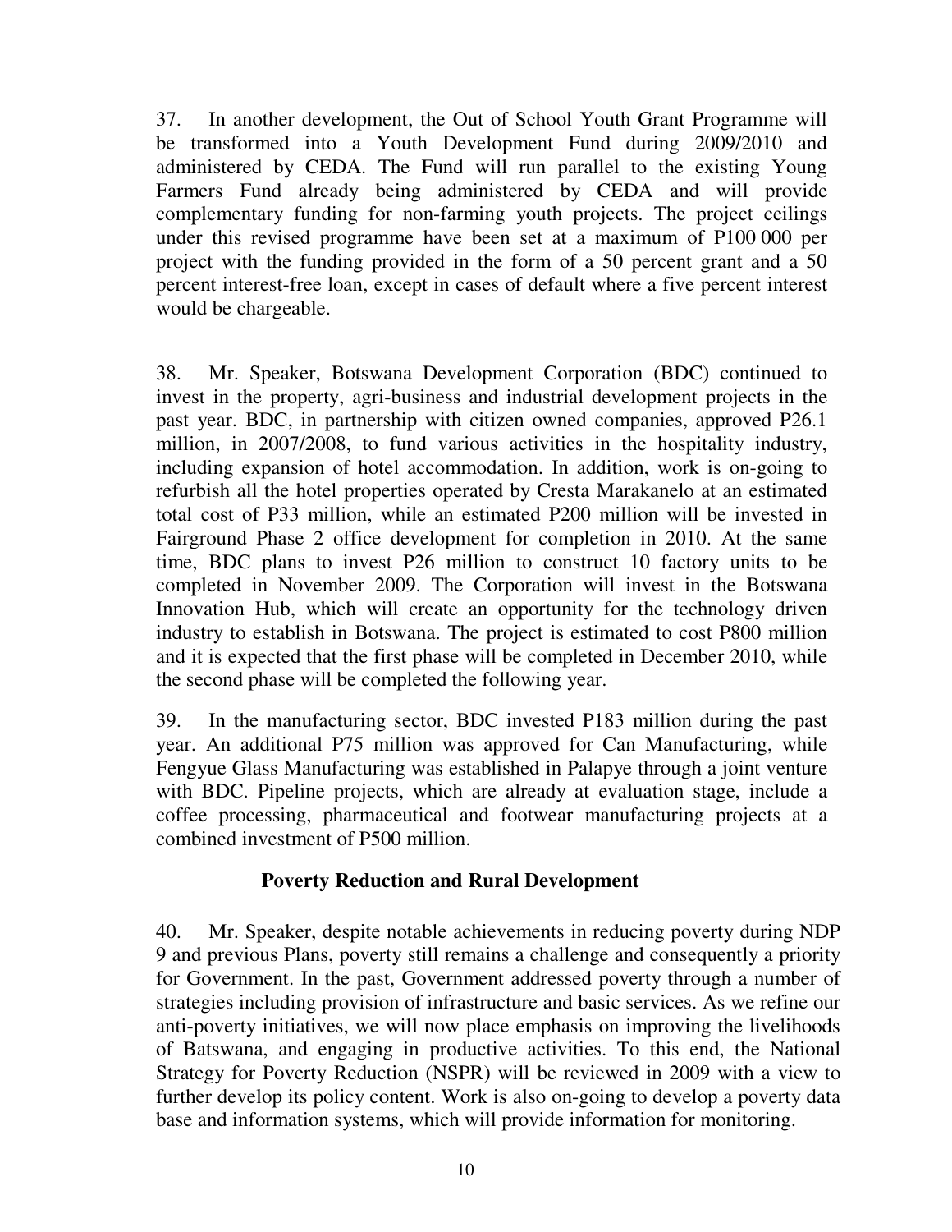37. In another development, the Out of School Youth Grant Programme will be transformed into a Youth Development Fund during 2009/2010 and administered by CEDA. The Fund will run parallel to the existing Young Farmers Fund already being administered by CEDA and will provide complementary funding for non-farming youth projects. The project ceilings under this revised programme have been set at a maximum of P100 000 per project with the funding provided in the form of a 50 percent grant and a 50 percent interest-free loan, except in cases of default where a five percent interest would be chargeable.

38. Mr. Speaker, Botswana Development Corporation (BDC) continued to invest in the property, agri-business and industrial development projects in the past year. BDC, in partnership with citizen owned companies, approved P26.1 million, in 2007/2008, to fund various activities in the hospitality industry, including expansion of hotel accommodation. In addition, work is on-going to refurbish all the hotel properties operated by Cresta Marakanelo at an estimated total cost of P33 million, while an estimated P200 million will be invested in Fairground Phase 2 office development for completion in 2010. At the same time, BDC plans to invest P26 million to construct 10 factory units to be completed in November 2009. The Corporation will invest in the Botswana Innovation Hub, which will create an opportunity for the technology driven industry to establish in Botswana. The project is estimated to cost P800 million and it is expected that the first phase will be completed in December 2010, while the second phase will be completed the following year.

39. In the manufacturing sector, BDC invested P183 million during the past year. An additional P75 million was approved for Can Manufacturing, while Fengyue Glass Manufacturing was established in Palapye through a joint venture with BDC. Pipeline projects, which are already at evaluation stage, include a coffee processing, pharmaceutical and footwear manufacturing projects at a combined investment of P500 million.

## Poverty Reduction and Rural Development

40. Mr. Speaker, despite notable achievements in reducing poverty during NDP 9 and previous Plans, poverty still remains a challenge and consequently a priority for Government. In the past, Government addressed poverty through a number of strategies including provision of infrastructure and basic services. As we refine our anti-poverty initiatives, we will now place emphasis on improving the livelihoods of Batswana, and engaging in productive activities. To this end, the National Strategy for Poverty Reduction (NSPR) will be reviewed in 2009 with a view to further develop its policy content. Work is also on-going to develop a poverty data base and information systems, which will provide information for monitoring.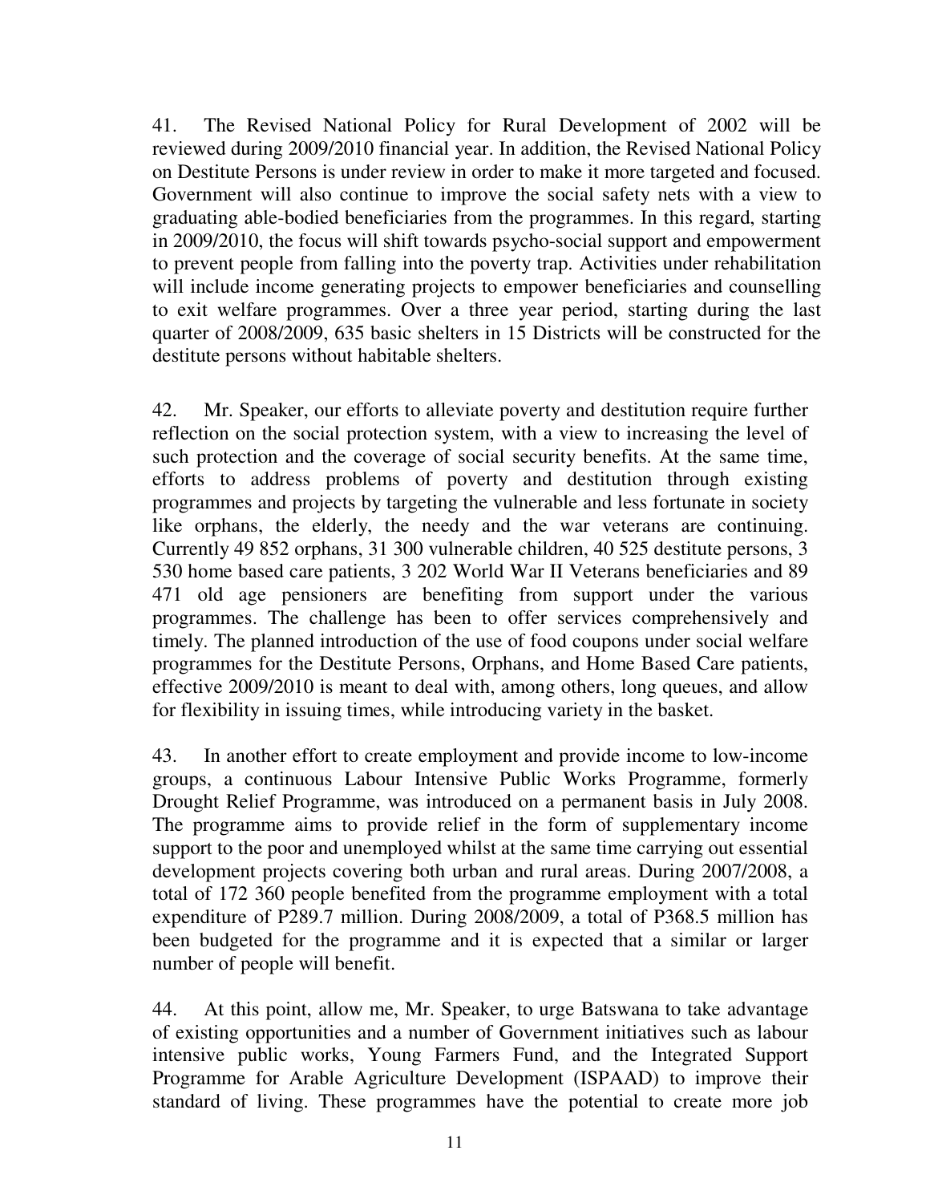41. The Revised National Policy for Rural Development of 2002 will be reviewed during 2009/2010 financial year. In addition, the Revised National Policy on Destitute Persons is under review in order to make it more targeted and focused. Government will also continue to improve the social safety nets with a view to graduating able-bodied beneficiaries from the programmes. In this regard, starting in 2009/2010, the focus will shift towards psycho-social support and empowerment to prevent people from falling into the poverty trap. Activities under rehabilitation will include income generating projects to empower beneficiaries and counselling to exit welfare programmes. Over a three year period, starting during the last quarter of 2008/2009, 635 basic shelters in 15 Districts will be constructed for the destitute persons without habitable shelters.

42. Mr. Speaker, our efforts to alleviate poverty and destitution require further reflection on the social protection system, with a view to increasing the level of such protection and the coverage of social security benefits. At the same time, efforts to address problems of poverty and destitution through existing programmes and projects by targeting the vulnerable and less fortunate in society like orphans, the elderly, the needy and the war veterans are continuing. Currently 49 852 orphans, 31 300 vulnerable children, 40 525 destitute persons, 3 530 home based care patients, 3 202 World War II Veterans beneficiaries and 89 471 old age pensioners are benefiting from support under the various programmes. The challenge has been to offer services comprehensively and timely. The planned introduction of the use of food coupons under social welfare programmes for the Destitute Persons, Orphans, and Home Based Care patients, effective 2009/2010 is meant to deal with, among others, long queues, and allow for flexibility in issuing times, while introducing variety in the basket.

43. In another effort to create employment and provide income to low-income groups, a continuous Labour Intensive Public Works Programme, formerly Drought Relief Programme, was introduced on a permanent basis in July 2008. The programme aims to provide relief in the form of supplementary income support to the poor and unemployed whilst at the same time carrying out essential development projects covering both urban and rural areas. During 2007/2008, a total of 172 360 people benefited from the programme employment with a total expenditure of P289.7 million. During 2008/2009, a total of P368.5 million has been budgeted for the programme and it is expected that a similar or larger number of people will benefit.

44. At this point, allow me, Mr. Speaker, to urge Batswana to take advantage of existing opportunities and a number of Government initiatives such as labour intensive public works, Young Farmers Fund, and the Integrated Support Programme for Arable Agriculture Development (ISPAAD) to improve their standard of living. These programmes have the potential to create more job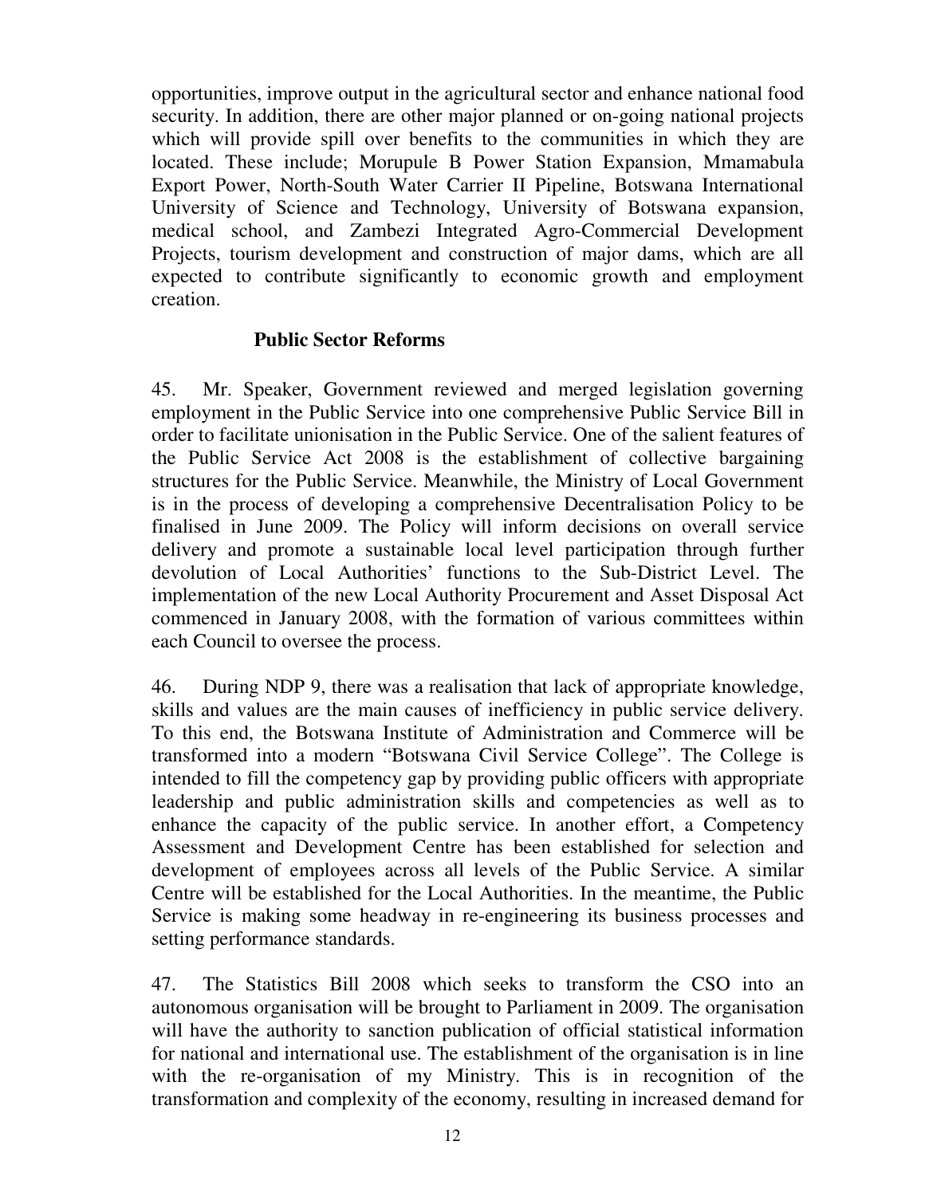opportunities, improve output in the agricultural sector and enhance national food security. In addition, there are other major planned or on-going national projects which will provide spill over benefits to the communities in which they are located. These include; Morupule B Power Station Expansion, Mmamabula Export Power, North-South Water Carrier II Pipeline, Botswana International University of Science and Technology, University of Botswana expansion, medical school, and Zambezi Integrated Agro-Commercial Development Projects, tourism development and construction of major dams, which are all expected to contribute significantly to economic growth and employment creation.

### Public Sector Reforms

45. Mr. Speaker, Government reviewed and merged legislation governing employment in the Public Service into one comprehensive Public Service Bill in order to facilitate unionisation in the Public Service. One of the salient features of the Public Service Act 2008 is the establishment of collective bargaining structures for the Public Service. Meanwhile, the Ministry of Local Government is in the process of developing a comprehensive Decentralisation Policy to be finalised in June 2009. The Policy will inform decisions on overall service delivery and promote a sustainable local level participation through further devolution of Local Authorities' functions to the Sub-District Level. The implementation of the new Local Authority Procurement and Asset Disposal Act commenced in January 2008, with the formation of various committees within each Council to oversee the process.

46. During NDP 9, there was a realisation that lack of appropriate knowledge, skills and values are the main causes of inefficiency in public service delivery. To this end, the Botswana Institute of Administration and Commerce will be transformed into a modern "Botswana Civil Service College". The College is intended to fill the competency gap by providing public officers with appropriate leadership and public administration skills and competencies as well as to enhance the capacity of the public service. In another effort, a Competency Assessment and Development Centre has been established for selection and development of employees across all levels of the Public Service. A similar Centre will be established for the Local Authorities. In the meantime, the Public Service is making some headway in re-engineering its business processes and setting performance standards.

47. The Statistics Bill 2008 which seeks to transform the CSO into an autonomous organisation will be brought to Parliament in 2009. The organisation will have the authority to sanction publication of official statistical information for national and international use. The establishment of the organisation is in line with the re-organisation of my Ministry. This is in recognition of the transformation and complexity of the economy, resulting in increased demand for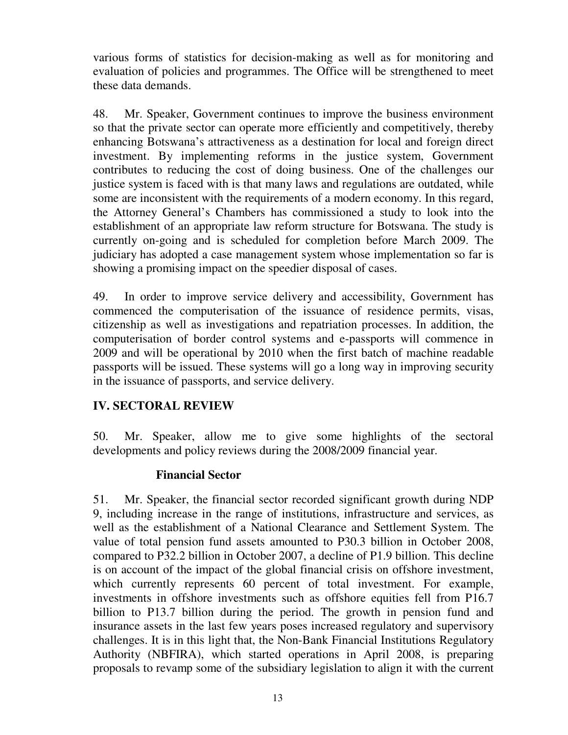various forms of statistics for decision-making as well as for monitoring and evaluation of policies and programmes. The Office will be strengthened to meet these data demands.

48. Mr. Speaker, Government continues to improve the business environment so that the private sector can operate more efficiently and competitively, thereby enhancing Botswana's attractiveness as a destination for local and foreign direct investment. By implementing reforms in the justice system, Government contributes to reducing the cost of doing business. One of the challenges our justice system is faced with is that many laws and regulations are outdated, while some are inconsistent with the requirements of a modern economy. In this regard, the Attorney General's Chambers has commissioned a study to look into the establishment of an appropriate law reform structure for Botswana. The study is currently on-going and is scheduled for completion before March 2009. The judiciary has adopted a case management system whose implementation so far is showing a promising impact on the speedier disposal of cases.

49. In order to improve service delivery and accessibility, Government has commenced the computerisation of the issuance of residence permits, visas, citizenship as well as investigations and repatriation processes. In addition, the computerisation of border control systems and e-passports will commence in 2009 and will be operational by 2010 when the first batch of machine readable passports will be issued. These systems will go a long way in improving security in the issuance of passports, and service delivery.

## IV. SECTORAL REVIEW

50. Mr. Speaker, allow me to give some highlights of the sectoral developments and policy reviews during the 2008/2009 financial year.

### Financial Sector

51. Mr. Speaker, the financial sector recorded significant growth during NDP 9, including increase in the range of institutions, infrastructure and services, as well as the establishment of a National Clearance and Settlement System. The value of total pension fund assets amounted to P30.3 billion in October 2008, compared to P32.2 billion in October 2007, a decline of P1.9 billion. This decline is on account of the impact of the global financial crisis on offshore investment, which currently represents 60 percent of total investment. For example, investments in offshore investments such as offshore equities fell from P16.7 billion to P13.7 billion during the period. The growth in pension fund and insurance assets in the last few years poses increased regulatory and supervisory challenges. It is in this light that, the Non-Bank Financial Institutions Regulatory Authority (NBFIRA), which started operations in April 2008, is preparing proposals to revamp some of the subsidiary legislation to align it with the current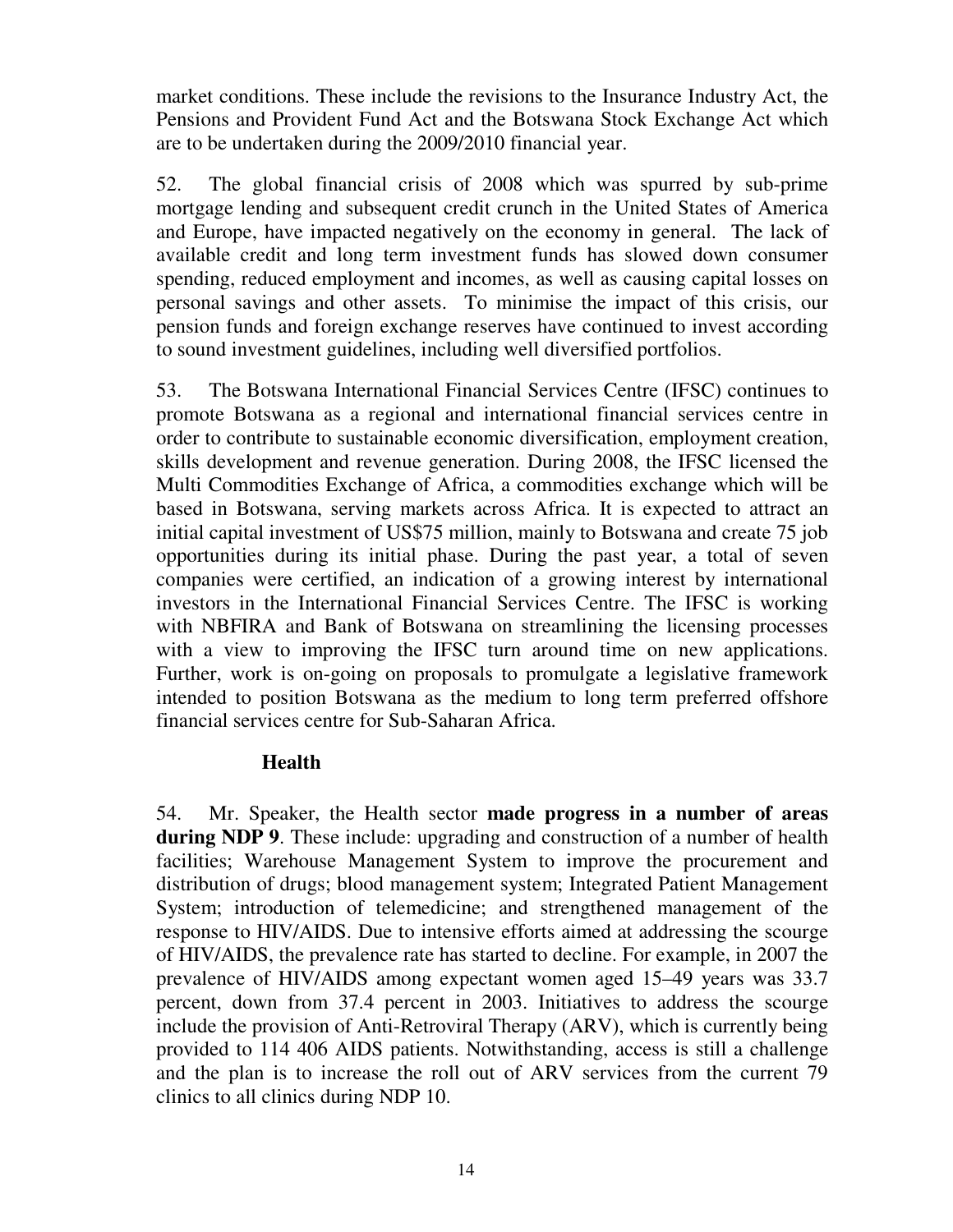market conditions. These include the revisions to the Insurance Industry Act, the Pensions and Provident Fund Act and the Botswana Stock Exchange Act which are to be undertaken during the 2009/2010 financial year.

52. The global financial crisis of 2008 which was spurred by sub-prime mortgage lending and subsequent credit crunch in the United States of America and Europe, have impacted negatively on the economy in general. The lack of available credit and long term investment funds has slowed down consumer spending, reduced employment and incomes, as well as causing capital losses on personal savings and other assets. To minimise the impact of this crisis, our pension funds and foreign exchange reserves have continued to invest according to sound investment guidelines, including well diversified portfolios.

53. The Botswana International Financial Services Centre (IFSC) continues to promote Botswana as a regional and international financial services centre in order to contribute to sustainable economic diversification, employment creation, skills development and revenue generation. During 2008, the IFSC licensed the Multi Commodities Exchange of Africa, a commodities exchange which will be based in Botswana, serving markets across Africa. It is expected to attract an initial capital investment of US$75 million, mainly to Botswana and create 75 job opportunities during its initial phase. During the past year, a total of seven companies were certified, an indication of a growing interest by international investors in the International Financial Services Centre. The IFSC is working with NBFIRA and Bank of Botswana on streamlining the licensing processes with a view to improving the IFSC turn around time on new applications. Further, work is on-going on proposals to promulgate a legislative framework intended to position Botswana as the medium to long term preferred offshore financial services centre for Sub-Saharan Africa.

## Health

54. Mr. Speaker, the Health sector **made progress in a number of areas during NDP 9**. These include: upgrading and construction of a number of health facilities; Warehouse Management System to improve the procurement and distribution of drugs; blood management system; Integrated Patient Management System; introduction of telemedicine; and strengthened management of the response to HIV/AIDS. Due to intensive efforts aimed at addressing the scourge of HIV/AIDS, the prevalence rate has started to decline. For example, in 2007 the prevalence of HIV/AIDS among expectant women aged 15–49 years was 33.7 percent, down from 37.4 percent in 2003. Initiatives to address the scourge include the provision of Anti-Retroviral Therapy (ARV), which is currently being provided to 114 406 AIDS patients. Notwithstanding, access is still a challenge and the plan is to increase the roll out of ARV services from the current 79 clinics to all clinics during NDP 10.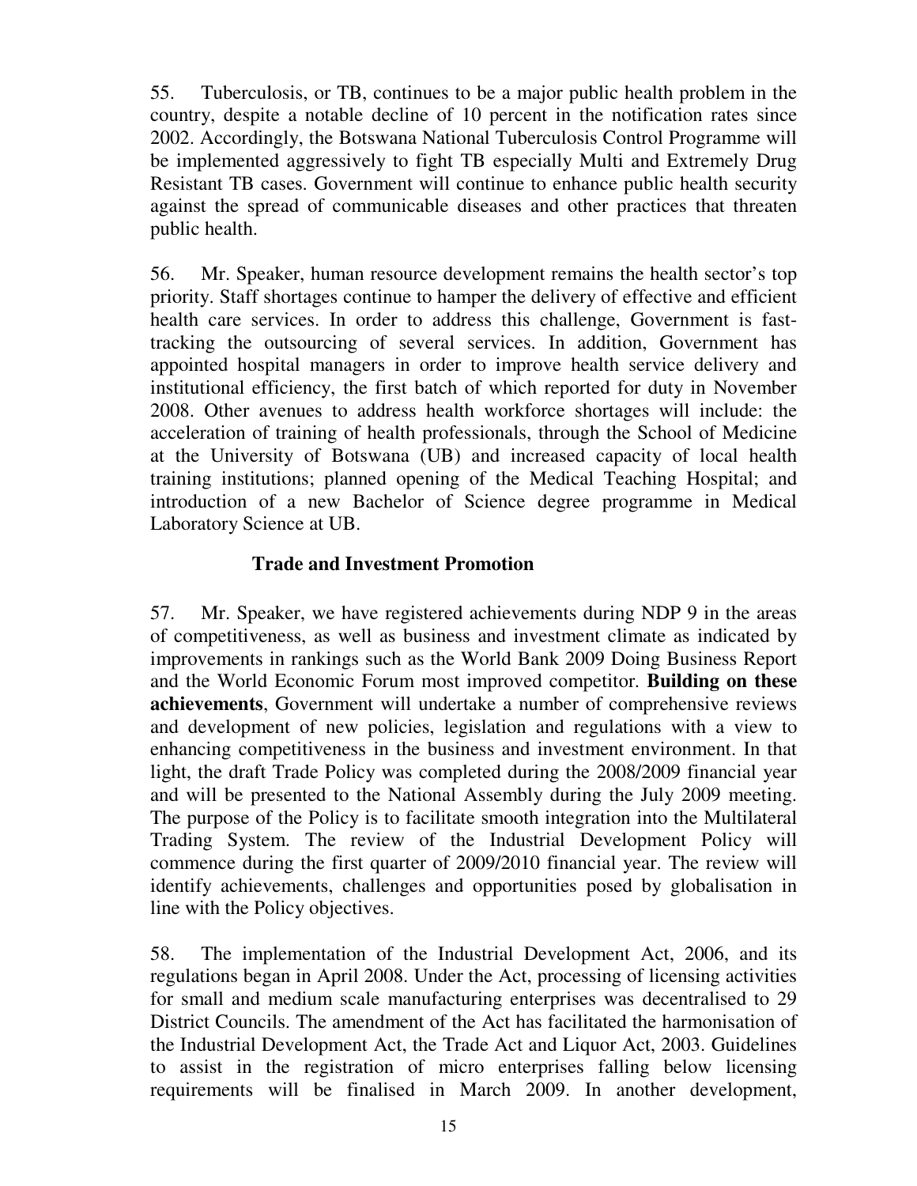55. Tuberculosis, or TB, continues to be a major public health problem in the country, despite a notable decline of 10 percent in the notification rates since 2002. Accordingly, the Botswana National Tuberculosis Control Programme will be implemented aggressively to fight TB especially Multi and Extremely Drug Resistant TB cases. Government will continue to enhance public health security against the spread of communicable diseases and other practices that threaten public health.

56. Mr. Speaker, human resource development remains the health sector's top priority. Staff shortages continue to hamper the delivery of effective and efficient health care services. In order to address this challenge, Government is fast-tracking the outsourcing of several services. In addition, Government has appointed hospital managers in order to improve health service delivery and institutional efficiency, the first batch of which reported for duty in November 2008. Other avenues to address health workforce shortages will include: the acceleration of training of health professionals, through the School of Medicine at the University of Botswana (UB) and increased capacity of local health training institutions; planned opening of the Medical Teaching Hospital; and introduction of a new Bachelor of Science degree programme in Medical Laboratory Science at UB.

### Trade and Investment Promotion

57. Mr. Speaker, we have registered achievements during NDP 9 in the areas of competitiveness, as well as business and investment climate as indicated by improvements in rankings such as the World Bank 2009 Doing Business Report and the World Economic Forum most improved competitor. **Building on these achievements**, Government will undertake a number of comprehensive reviews and development of new policies, legislation and regulations with a view to enhancing competitiveness in the business and investment environment. In that light, the draft Trade Policy was completed during the 2008/2009 financial year and will be presented to the National Assembly during the July 2009 meeting. The purpose of the Policy is to facilitate smooth integration into the Multilateral Trading System. The review of the Industrial Development Policy will commence during the first quarter of 2009/2010 financial year. The review will identify achievements, challenges and opportunities posed by globalisation in line with the Policy objectives.

58. The implementation of the Industrial Development Act, 2006, and its regulations began in April 2008. Under the Act, processing of licensing activities for small and medium scale manufacturing enterprises was decentralised to 29 District Councils. The amendment of the Act has facilitated the harmonisation of the Industrial Development Act, the Trade Act and Liquor Act, 2003. Guidelines to assist in the registration of micro enterprises falling below licensing requirements will be finalised in March 2009. In another development,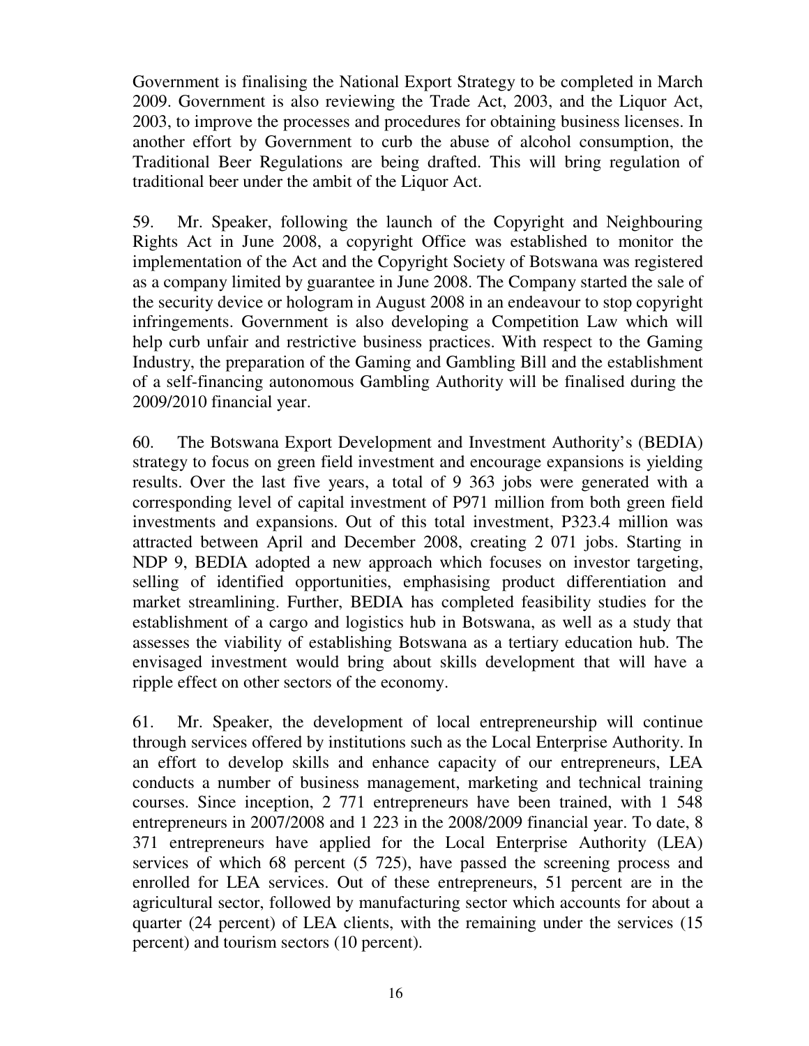Government is finalising the National Export Strategy to be completed in March 2009. Government is also reviewing the Trade Act, 2003, and the Liquor Act, 2003, to improve the processes and procedures for obtaining business licenses. In another effort by Government to curb the abuse of alcohol consumption, the Traditional Beer Regulations are being drafted. This will bring regulation of traditional beer under the ambit of the Liquor Act.

59. Mr. Speaker, following the launch of the Copyright and Neighbouring Rights Act in June 2008, a copyright Office was established to monitor the implementation of the Act and the Copyright Society of Botswana was registered as a company limited by guarantee in June 2008. The Company started the sale of the security device or hologram in August 2008 in an endeavour to stop copyright infringements. Government is also developing a Competition Law which will help curb unfair and restrictive business practices. With respect to the Gaming Industry, the preparation of the Gaming and Gambling Bill and the establishment of a self-financing autonomous Gambling Authority will be finalised during the 2009/2010 financial year.

60. The Botswana Export Development and Investment Authority's (BEDIA) strategy to focus on green field investment and encourage expansions is yielding results. Over the last five years, a total of 9 363 jobs were generated with a corresponding level of capital investment of P971 million from both green field investments and expansions. Out of this total investment, P323.4 million was attracted between April and December 2008, creating 2 071 jobs. Starting in NDP 9, BEDIA adopted a new approach which focuses on investor targeting, selling of identified opportunities, emphasising product differentiation and market streamlining. Further, BEDIA has completed feasibility studies for the establishment of a cargo and logistics hub in Botswana, as well as a study that assesses the viability of establishing Botswana as a tertiary education hub. The envisaged investment would bring about skills development that will have a ripple effect on other sectors of the economy.

61. Mr. Speaker, the development of local entrepreneurship will continue through services offered by institutions such as the Local Enterprise Authority. In an effort to develop skills and enhance capacity of our entrepreneurs, LEA conducts a number of business management, marketing and technical training courses. Since inception, 2 771 entrepreneurs have been trained, with 1 548 entrepreneurs in 2007/2008 and 1 223 in the 2008/2009 financial year. To date, 8 371 entrepreneurs have applied for the Local Enterprise Authority (LEA) services of which 68 percent (5 725), have passed the screening process and enrolled for LEA services. Out of these entrepreneurs, 51 percent are in the agricultural sector, followed by manufacturing sector which accounts for about a quarter (24 percent) of LEA clients, with the remaining under the services (15 percent) and tourism sectors (10 percent).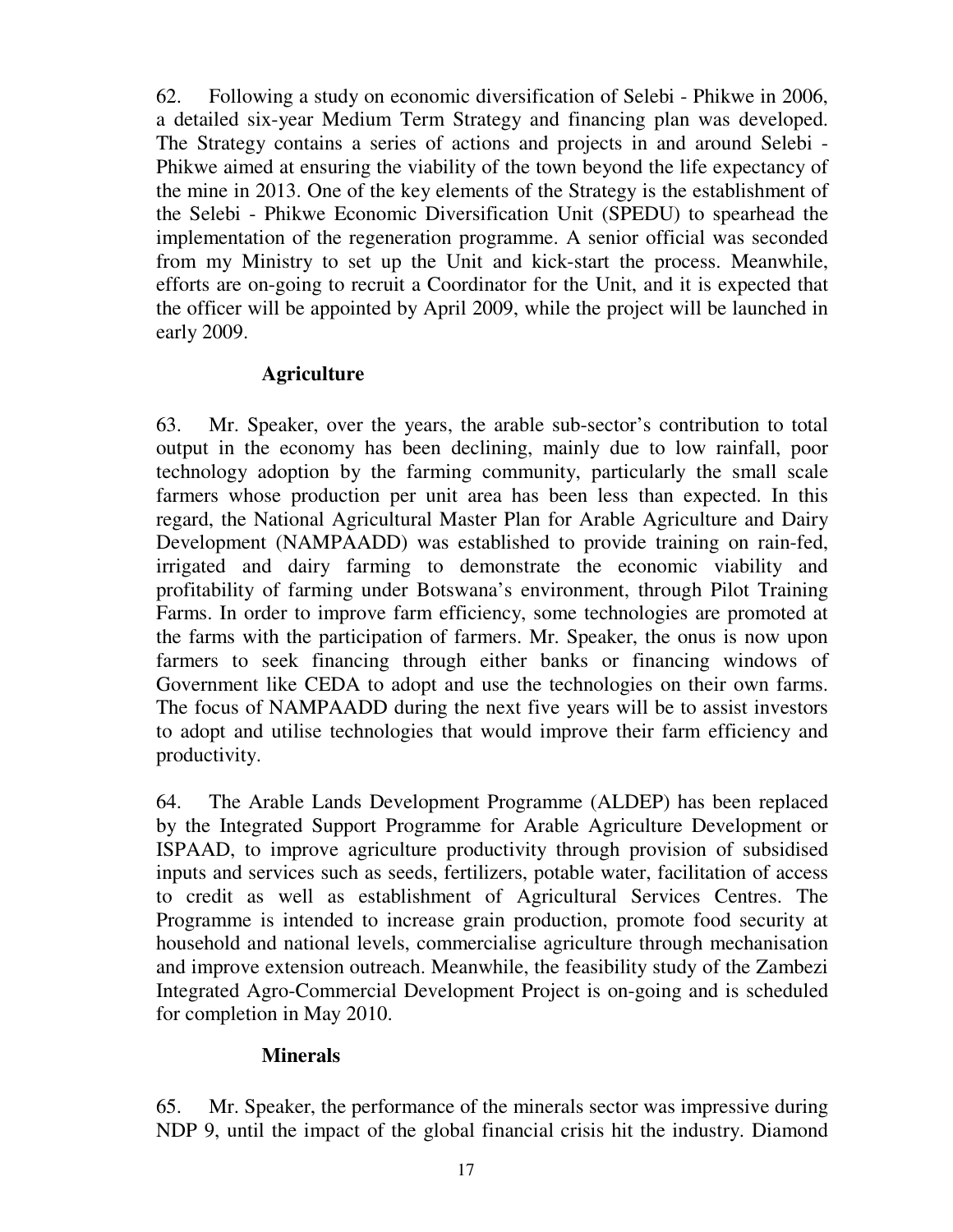62. Following a study on economic diversification of Selebi - Phikwe in 2006, a detailed six-year Medium Term Strategy and financing plan was developed. The Strategy contains a series of actions and projects in and around Selebi - Phikwe aimed at ensuring the viability of the town beyond the life expectancy of the mine in 2013. One of the key elements of the Strategy is the establishment of the Selebi - Phikwe Economic Diversification Unit (SPEDU) to spearhead the implementation of the regeneration programme. A senior official was seconded from my Ministry to set up the Unit and kick-start the process. Meanwhile, efforts are on-going to recruit a Coordinator for the Unit, and it is expected that the officer will be appointed by April 2009, while the project will be launched in early 2009.

### Agriculture

63. Mr. Speaker, over the years, the arable sub-sector's contribution to total output in the economy has been declining, mainly due to low rainfall, poor technology adoption by the farming community, particularly the small scale farmers whose production per unit area has been less than expected. In this regard, the National Agricultural Master Plan for Arable Agriculture and Dairy Development (NAMPAADD) was established to provide training on rain-fed, irrigated and dairy farming to demonstrate the economic viability and profitability of farming under Botswana's environment, through Pilot Training Farms. In order to improve farm efficiency, some technologies are promoted at the farms with the participation of farmers. Mr. Speaker, the onus is now upon farmers to seek financing through either banks or financing windows of Government like CEDA to adopt and use the technologies on their own farms. The focus of NAMPAADD during the next five years will be to assist investors to adopt and utilise technologies that would improve their farm efficiency and productivity.

64. The Arable Lands Development Programme (ALDEP) has been replaced by the Integrated Support Programme for Arable Agriculture Development or ISPAAD, to improve agriculture productivity through provision of subsidised inputs and services such as seeds, fertilizers, potable water, facilitation of access to credit as well as establishment of Agricultural Services Centres. The Programme is intended to increase grain production, promote food security at household and national levels, commercialise agriculture through mechanisation and improve extension outreach. Meanwhile, the feasibility study of the Zambezi Integrated Agro-Commercial Development Project is on-going and is scheduled for completion in May 2010.

### Minerals

65. Mr. Speaker, the performance of the minerals sector was impressive during NDP 9, until the impact of the global financial crisis hit the industry. Diamond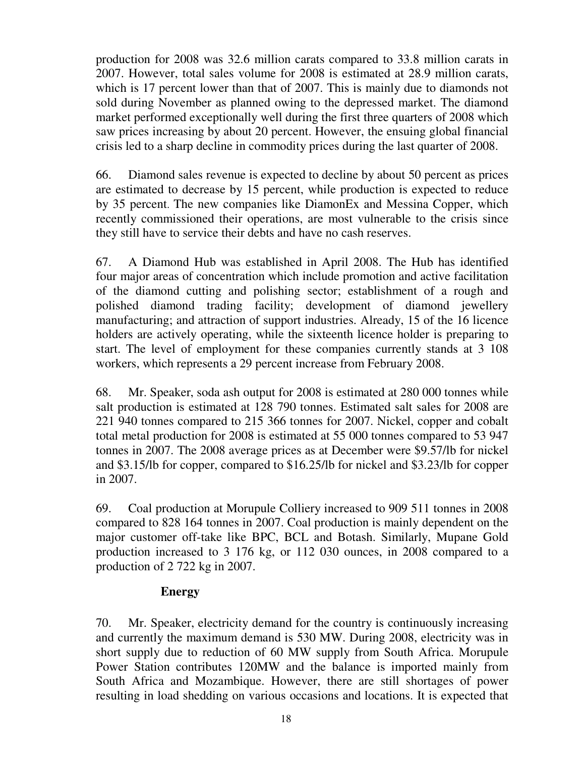production for 2008 was 32.6 million carats compared to 33.8 million carats in 2007. However, total sales volume for 2008 is estimated at 28.9 million carats, which is 17 percent lower than that of 2007. This is mainly due to diamonds not sold during November as planned owing to the depressed market. The diamond market performed exceptionally well during the first three quarters of 2008 which saw prices increasing by about 20 percent. However, the ensuing global financial crisis led to a sharp decline in commodity prices during the last quarter of 2008.

66. Diamond sales revenue is expected to decline by about 50 percent as prices are estimated to decrease by 15 percent, while production is expected to reduce by 35 percent. The new companies like DiamonEx and Messina Copper, which recently commissioned their operations, are most vulnerable to the crisis since they still have to service their debts and have no cash reserves.

67. A Diamond Hub was established in April 2008. The Hub has identified four major areas of concentration which include promotion and active facilitation of the diamond cutting and polishing sector; establishment of a rough and polished diamond trading facility; development of diamond jewellery manufacturing; and attraction of support industries. Already, 15 of the 16 licence holders are actively operating, while the sixteenth licence holder is preparing to start. The level of employment for these companies currently stands at 3 108 workers, which represents a 29 percent increase from February 2008.

68. Mr. Speaker, soda ash output for 2008 is estimated at 280 000 tonnes while salt production is estimated at 128 790 tonnes. Estimated salt sales for 2008 are 221 940 tonnes compared to 215 366 tonnes for 2007. Nickel, copper and cobalt total metal production for 2008 is estimated at 55 000 tonnes compared to 53 947 tonnes in 2007. The 2008 average prices as at December were $9.57/lb for nickel and $3.15/lb for copper, compared to $16.25/lb for nickel and $3.23/lb for copper in 2007.

69. Coal production at Morupule Colliery increased to 909 511 tonnes in 2008 compared to 828 164 tonnes in 2007. Coal production is mainly dependent on the major customer off-take like BPC, BCL and Botash. Similarly, Mupane Gold production increased to 3 176 kg, or 112 030 ounces, in 2008 compared to a production of 2 722 kg in 2007.

### Energy

70. Mr. Speaker, electricity demand for the country is continuously increasing and currently the maximum demand is 530 MW. During 2008, electricity was in short supply due to reduction of 60 MW supply from South Africa. Morupule Power Station contributes 120MW and the balance is imported mainly from South Africa and Mozambique. However, there are still shortages of power resulting in load shedding on various occasions and locations. It is expected that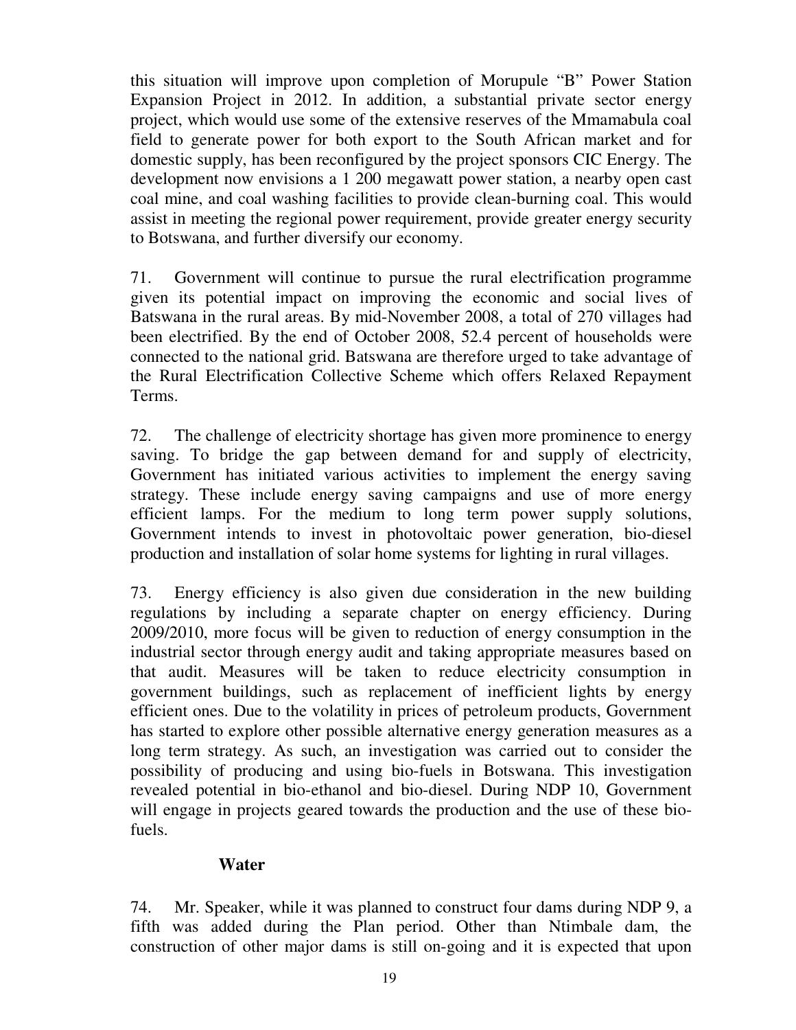this situation will improve upon completion of Morupule "B" Power Station Expansion Project in 2012. In addition, a substantial private sector energy project, which would use some of the extensive reserves of the Mmamabula coal field to generate power for both export to the South African market and for domestic supply, has been reconfigured by the project sponsors CIC Energy. The development now envisions a 1 200 megawatt power station, a nearby open cast coal mine, and coal washing facilities to provide clean-burning coal. This would assist in meeting the regional power requirement, provide greater energy security to Botswana, and further diversify our economy.

71. Government will continue to pursue the rural electrification programme given its potential impact on improving the economic and social lives of Batswana in the rural areas. By mid-November 2008, a total of 270 villages had been electrified. By the end of October 2008, 52.4 percent of households were connected to the national grid. Batswana are therefore urged to take advantage of the Rural Electrification Collective Scheme which offers Relaxed Repayment Terms.

72. The challenge of electricity shortage has given more prominence to energy saving. To bridge the gap between demand for and supply of electricity, Government has initiated various activities to implement the energy saving strategy. These include energy saving campaigns and use of more energy efficient lamps. For the medium to long term power supply solutions, Government intends to invest in photovoltaic power generation, bio-diesel production and installation of solar home systems for lighting in rural villages.

73. Energy efficiency is also given due consideration in the new building regulations by including a separate chapter on energy efficiency. During 2009/2010, more focus will be given to reduction of energy consumption in the industrial sector through energy audit and taking appropriate measures based on that audit. Measures will be taken to reduce electricity consumption in government buildings, such as replacement of inefficient lights by energy efficient ones. Due to the volatility in prices of petroleum products, Government has started to explore other possible alternative energy generation measures as a long term strategy. As such, an investigation was carried out to consider the possibility of producing and using bio-fuels in Botswana. This investigation revealed potential in bio-ethanol and bio-diesel. During NDP 10, Government will engage in projects geared towards the production and the use of these bio-fuels.

**Water**

74. Mr. Speaker, while it was planned to construct four dams during NDP 9, a fifth was added during the Plan period. Other than Ntimbale dam, the construction of other major dams is still on-going and it is expected that upon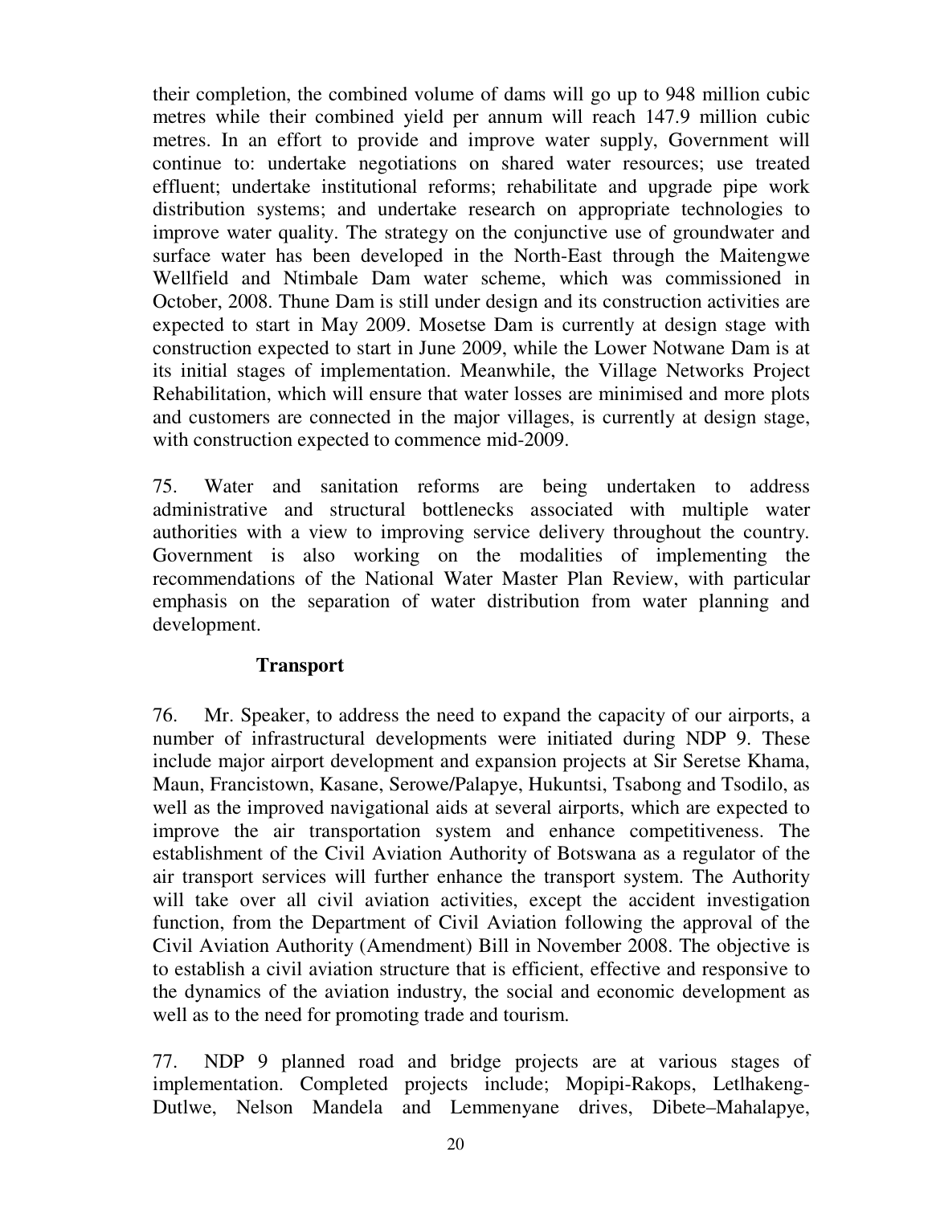their completion, the combined volume of dams will go up to 948 million cubic metres while their combined yield per annum will reach 147.9 million cubic metres. In an effort to provide and improve water supply, Government will continue to: undertake negotiations on shared water resources; use treated effluent; undertake institutional reforms; rehabilitate and upgrade pipe work distribution systems; and undertake research on appropriate technologies to improve water quality. The strategy on the conjunctive use of groundwater and surface water has been developed in the North-East through the Maitengwe Wellfield and Ntimbale Dam water scheme, which was commissioned in October, 2008. Thune Dam is still under design and its construction activities are expected to start in May 2009. Mosetse Dam is currently at design stage with construction expected to start in June 2009, while the Lower Notwane Dam is at its initial stages of implementation. Meanwhile, the Village Networks Project Rehabilitation, which will ensure that water losses are minimised and more plots and customers are connected in the major villages, is currently at design stage, with construction expected to commence mid-2009.

75. Water and sanitation reforms are being undertaken to address administrative and structural bottlenecks associated with multiple water authorities with a view to improving service delivery throughout the country. Government is also working on the modalities of implementing the recommendations of the National Water Master Plan Review, with particular emphasis on the separation of water distribution from water planning and development.

### Transport

76. Mr. Speaker, to address the need to expand the capacity of our airports, a number of infrastructural developments were initiated during NDP 9. These include major airport development and expansion projects at Sir Seretse Khama, Maun, Francistown, Kasane, Serowe/Palapye, Hukuntsi, Tsabong and Tsodilo, as well as the improved navigational aids at several airports, which are expected to improve the air transportation system and enhance competitiveness. The establishment of the Civil Aviation Authority of Botswana as a regulator of the air transport services will further enhance the transport system. The Authority will take over all civil aviation activities, except the accident investigation function, from the Department of Civil Aviation following the approval of the Civil Aviation Authority (Amendment) Bill in November 2008. The objective is to establish a civil aviation structure that is efficient, effective and responsive to the dynamics of the aviation industry, the social and economic development as well as to the need for promoting trade and tourism.

77. NDP 9 planned road and bridge projects are at various stages of implementation. Completed projects include; Mopipi-Rakops, Letlhakeng-Dutlwe, Nelson Mandela and Lemmenyane drives, Dibete–Mahalapye,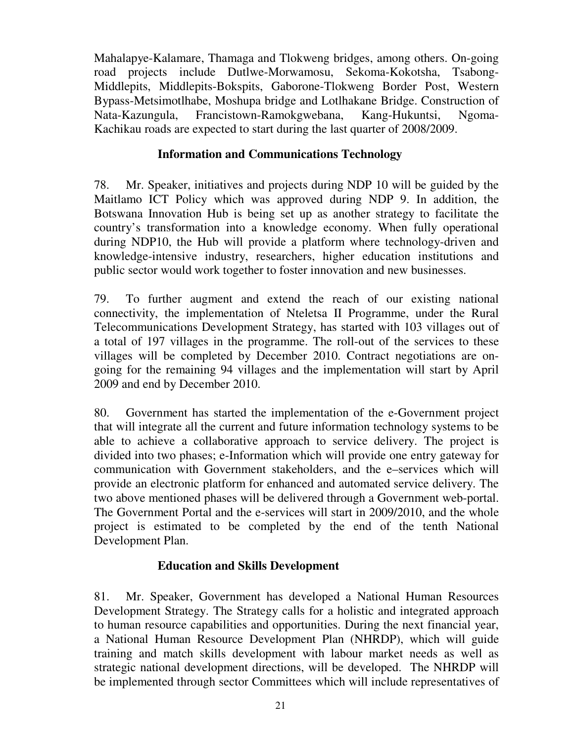Mahalapye-Kalamare, Thamaga and Tlokweng bridges, among others. On-going road projects include Dutlwe-Morwamosu, Sekoma-Kokotsha, Tsabong-Middlepits, Middlepits-Bokspits, Gaborone-Tlokweng Border Post, Western Bypass-Metsimotlhabe, Moshupa bridge and Lotlhakane Bridge. Construction of Nata-Kazungula, Francistown-Ramokgwebana, Kang-Hukuntsi, Ngoma-Kachikau roads are expected to start during the last quarter of 2008/2009.

### Information and Communications Technology

78. Mr. Speaker, initiatives and projects during NDP 10 will be guided by the Maitlamo ICT Policy which was approved during NDP 9. In addition, the Botswana Innovation Hub is being set up as another strategy to facilitate the country's transformation into a knowledge economy. When fully operational during NDP10, the Hub will provide a platform where technology-driven and knowledge-intensive industry, researchers, higher education institutions and public sector would work together to foster innovation and new businesses.

79. To further augment and extend the reach of our existing national connectivity, the implementation of Nteletsa II Programme, under the Rural Telecommunications Development Strategy, has started with 103 villages out of a total of 197 villages in the programme. The roll-out of the services to these villages will be completed by December 2010. Contract negotiations are on-going for the remaining 94 villages and the implementation will start by April 2009 and end by December 2010.

80. Government has started the implementation of the e-Government project that will integrate all the current and future information technology systems to be able to achieve a collaborative approach to service delivery. The project is divided into two phases; e-Information which will provide one entry gateway for communication with Government stakeholders, and the e–services which will provide an electronic platform for enhanced and automated service delivery. The two above mentioned phases will be delivered through a Government web-portal. The Government Portal and the e-services will start in 2009/2010, and the whole project is estimated to be completed by the end of the tenth National Development Plan.

### Education and Skills Development

81. Mr. Speaker, Government has developed a National Human Resources Development Strategy. The Strategy calls for a holistic and integrated approach to human resource capabilities and opportunities. During the next financial year, a National Human Resource Development Plan (NHRDP), which will guide training and match skills development with labour market needs as well as strategic national development directions, will be developed. The NHRDP will be implemented through sector Committees which will include representatives of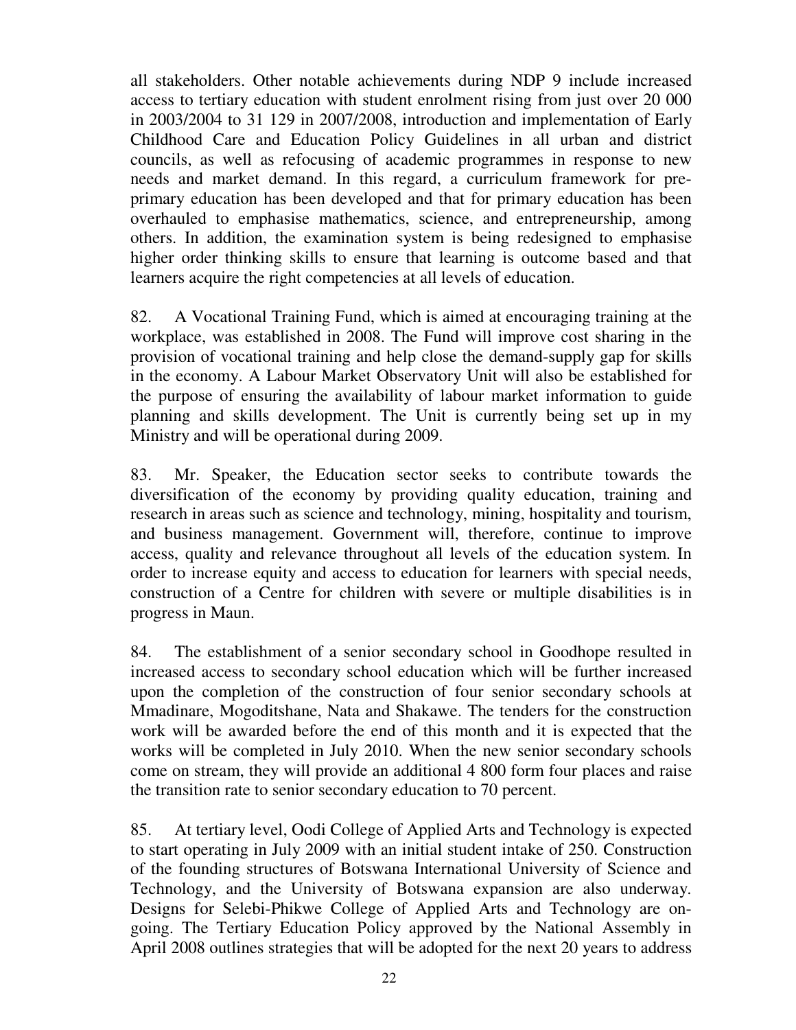all stakeholders. Other notable achievements during NDP 9 include increased access to tertiary education with student enrolment rising from just over 20 000 in 2003/2004 to 31 129 in 2007/2008, introduction and implementation of Early Childhood Care and Education Policy Guidelines in all urban and district councils, as well as refocusing of academic programmes in response to new needs and market demand. In this regard, a curriculum framework for pre-primary education has been developed and that for primary education has been overhauled to emphasise mathematics, science, and entrepreneurship, among others. In addition, the examination system is being redesigned to emphasise higher order thinking skills to ensure that learning is outcome based and that learners acquire the right competencies at all levels of education.

82. A Vocational Training Fund, which is aimed at encouraging training at the workplace, was established in 2008. The Fund will improve cost sharing in the provision of vocational training and help close the demand-supply gap for skills in the economy. A Labour Market Observatory Unit will also be established for the purpose of ensuring the availability of labour market information to guide planning and skills development. The Unit is currently being set up in my Ministry and will be operational during 2009.

83. Mr. Speaker, the Education sector seeks to contribute towards the diversification of the economy by providing quality education, training and research in areas such as science and technology, mining, hospitality and tourism, and business management. Government will, therefore, continue to improve access, quality and relevance throughout all levels of the education system. In order to increase equity and access to education for learners with special needs, construction of a Centre for children with severe or multiple disabilities is in progress in Maun.

84. The establishment of a senior secondary school in Goodhope resulted in increased access to secondary school education which will be further increased upon the completion of the construction of four senior secondary schools at Mmadinare, Mogoditshane, Nata and Shakawe. The tenders for the construction work will be awarded before the end of this month and it is expected that the works will be completed in July 2010. When the new senior secondary schools come on stream, they will provide an additional 4 800 form four places and raise the transition rate to senior secondary education to 70 percent.

85. At tertiary level, Oodi College of Applied Arts and Technology is expected to start operating in July 2009 with an initial student intake of 250. Construction of the founding structures of Botswana International University of Science and Technology, and the University of Botswana expansion are also underway. Designs for Selebi-Phikwe College of Applied Arts and Technology are on-going. The Tertiary Education Policy approved by the National Assembly in April 2008 outlines strategies that will be adopted for the next 20 years to address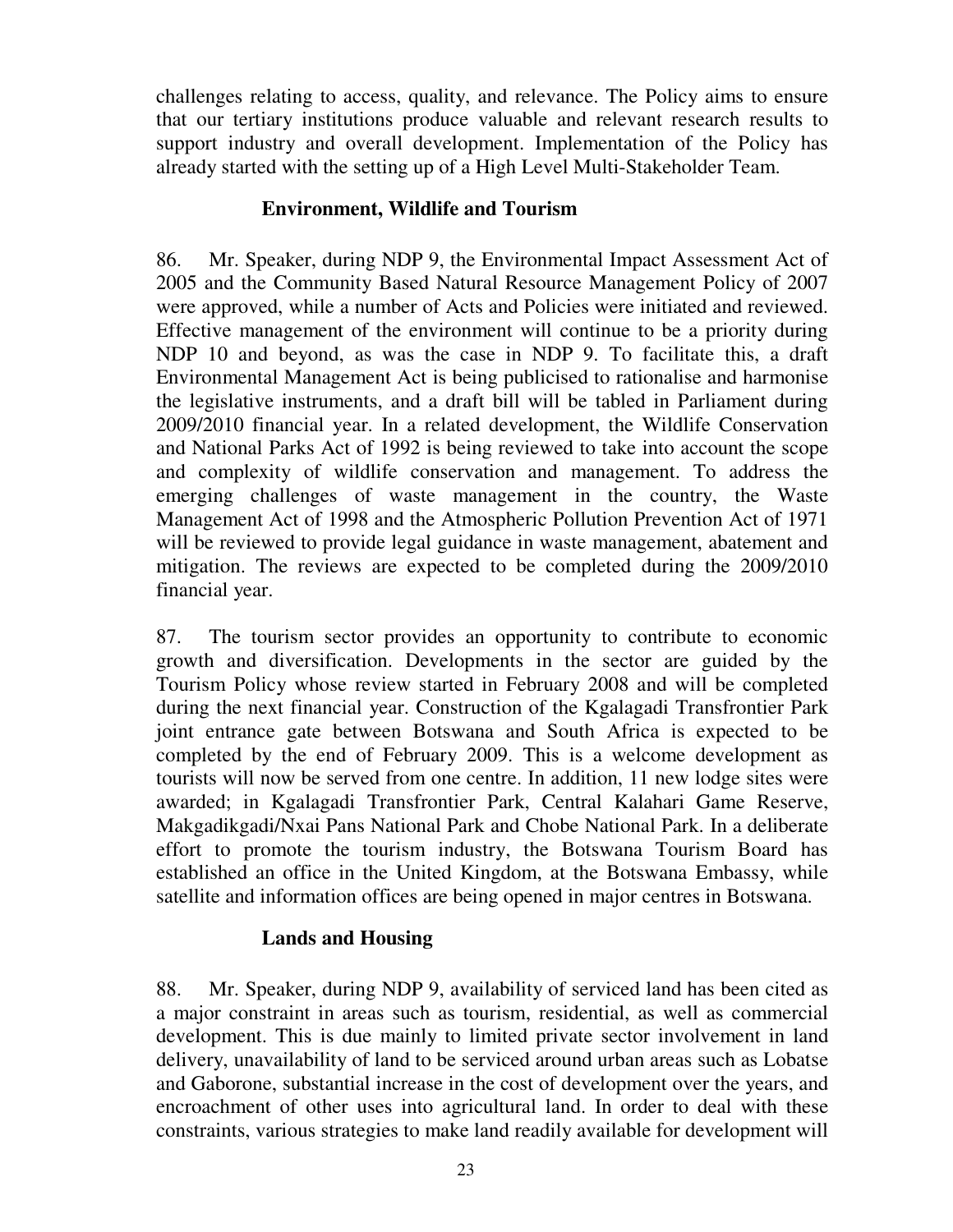challenges relating to access, quality, and relevance. The Policy aims to ensure that our tertiary institutions produce valuable and relevant research results to support industry and overall development. Implementation of the Policy has already started with the setting up of a High Level Multi-Stakeholder Team.

### Environment, Wildlife and Tourism

86. Mr. Speaker, during NDP 9, the Environmental Impact Assessment Act of 2005 and the Community Based Natural Resource Management Policy of 2007 were approved, while a number of Acts and Policies were initiated and reviewed. Effective management of the environment will continue to be a priority during NDP 10 and beyond, as was the case in NDP 9. To facilitate this, a draft Environmental Management Act is being publicised to rationalise and harmonise the legislative instruments, and a draft bill will be tabled in Parliament during 2009/2010 financial year. In a related development, the Wildlife Conservation and National Parks Act of 1992 is being reviewed to take into account the scope and complexity of wildlife conservation and management. To address the emerging challenges of waste management in the country, the Waste Management Act of 1998 and the Atmospheric Pollution Prevention Act of 1971 will be reviewed to provide legal guidance in waste management, abatement and mitigation. The reviews are expected to be completed during the 2009/2010 financial year.

87. The tourism sector provides an opportunity to contribute to economic growth and diversification. Developments in the sector are guided by the Tourism Policy whose review started in February 2008 and will be completed during the next financial year. Construction of the Kgalagadi Transfrontier Park joint entrance gate between Botswana and South Africa is expected to be completed by the end of February 2009. This is a welcome development as tourists will now be served from one centre. In addition, 11 new lodge sites were awarded; in Kgalagadi Transfrontier Park, Central Kalahari Game Reserve, Makgadikgadi/Nxai Pans National Park and Chobe National Park. In a deliberate effort to promote the tourism industry, the Botswana Tourism Board has established an office in the United Kingdom, at the Botswana Embassy, while satellite and information offices are being opened in major centres in Botswana.

### Lands and Housing

88. Mr. Speaker, during NDP 9, availability of serviced land has been cited as a major constraint in areas such as tourism, residential, as well as commercial development. This is due mainly to limited private sector involvement in land delivery, unavailability of land to be serviced around urban areas such as Lobatse and Gaborone, substantial increase in the cost of development over the years, and encroachment of other uses into agricultural land. In order to deal with these constraints, various strategies to make land readily available for development will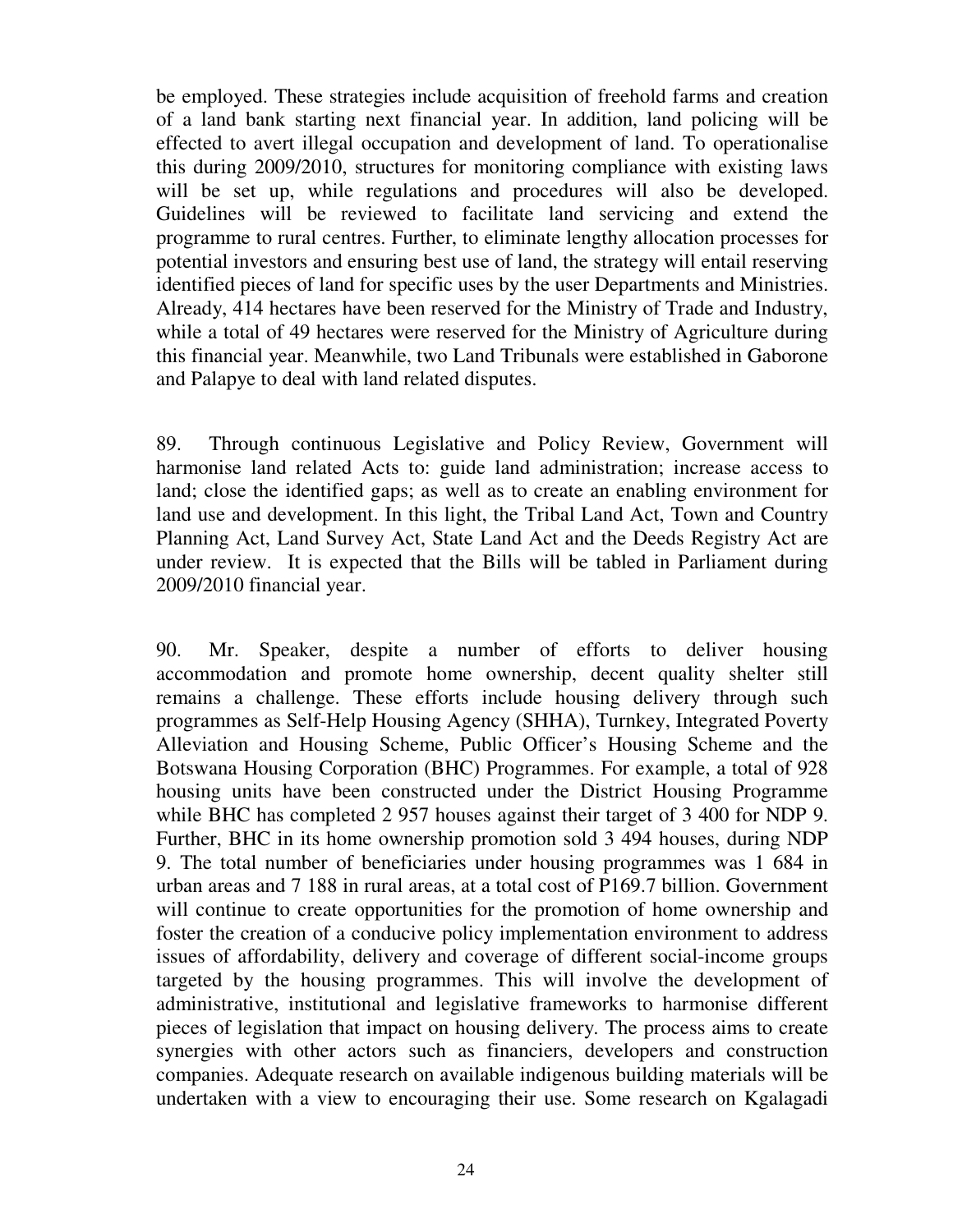be employed. These strategies include acquisition of freehold farms and creation of a land bank starting next financial year. In addition, land policing will be effected to avert illegal occupation and development of land. To operationalise this during 2009/2010, structures for monitoring compliance with existing laws will be set up, while regulations and procedures will also be developed. Guidelines will be reviewed to facilitate land servicing and extend the programme to rural centres. Further, to eliminate lengthy allocation processes for potential investors and ensuring best use of land, the strategy will entail reserving identified pieces of land for specific uses by the user Departments and Ministries. Already, 414 hectares have been reserved for the Ministry of Trade and Industry, while a total of 49 hectares were reserved for the Ministry of Agriculture during this financial year. Meanwhile, two Land Tribunals were established in Gaborone and Palapye to deal with land related disputes.

89. Through continuous Legislative and Policy Review, Government will harmonise land related Acts to: guide land administration; increase access to land; close the identified gaps; as well as to create an enabling environment for land use and development. In this light, the Tribal Land Act, Town and Country Planning Act, Land Survey Act, State Land Act and the Deeds Registry Act are under review. It is expected that the Bills will be tabled in Parliament during 2009/2010 financial year.

90. Mr. Speaker, despite a number of efforts to deliver housing accommodation and promote home ownership, decent quality shelter still remains a challenge. These efforts include housing delivery through such programmes as Self-Help Housing Agency (SHHA), Turnkey, Integrated Poverty Alleviation and Housing Scheme, Public Officer's Housing Scheme and the Botswana Housing Corporation (BHC) Programmes. For example, a total of 928 housing units have been constructed under the District Housing Programme while BHC has completed 2 957 houses against their target of 3 400 for NDP 9. Further, BHC in its home ownership promotion sold 3 494 houses, during NDP 9. The total number of beneficiaries under housing programmes was 1 684 in urban areas and 7 188 in rural areas, at a total cost of P169.7 billion. Government will continue to create opportunities for the promotion of home ownership and foster the creation of a conducive policy implementation environment to address issues of affordability, delivery and coverage of different social-income groups targeted by the housing programmes. This will involve the development of administrative, institutional and legislative frameworks to harmonise different pieces of legislation that impact on housing delivery. The process aims to create synergies with other actors such as financiers, developers and construction companies. Adequate research on available indigenous building materials will be undertaken with a view to encouraging their use. Some research on Kgalagadi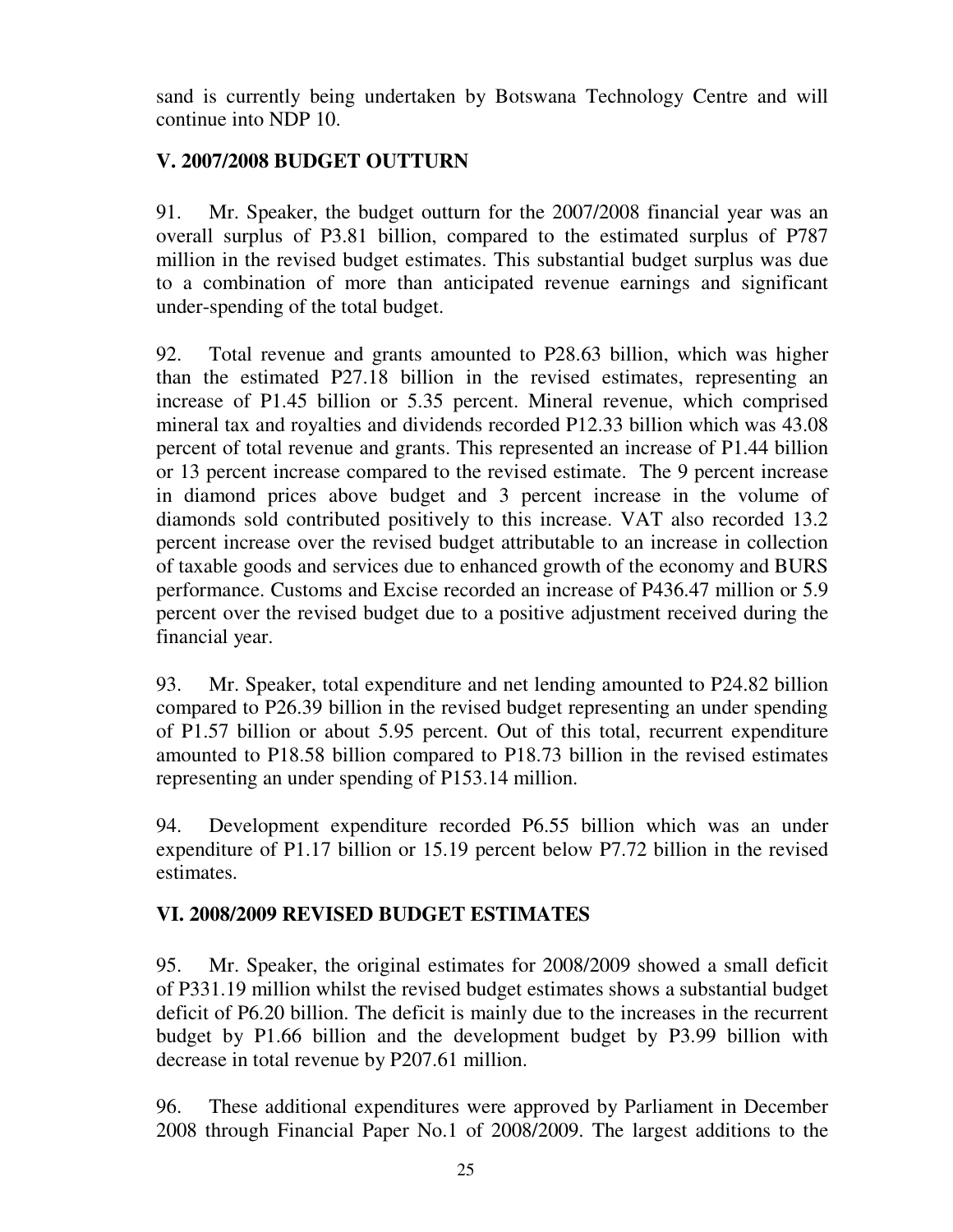sand is currently being undertaken by Botswana Technology Centre and will continue into NDP 10.

## V. 2007/2008 BUDGET OUTTURN

91. Mr. Speaker, the budget outturn for the 2007/2008 financial year was an overall surplus of P3.81 billion, compared to the estimated surplus of P787 million in the revised budget estimates. This substantial budget surplus was due to a combination of more than anticipated revenue earnings and significant under-spending of the total budget.

92. Total revenue and grants amounted to P28.63 billion, which was higher than the estimated P27.18 billion in the revised estimates, representing an increase of P1.45 billion or 5.35 percent. Mineral revenue, which comprised mineral tax and royalties and dividends recorded P12.33 billion which was 43.08 percent of total revenue and grants. This represented an increase of P1.44 billion or 13 percent increase compared to the revised estimate. The 9 percent increase in diamond prices above budget and 3 percent increase in the volume of diamonds sold contributed positively to this increase. VAT also recorded 13.2 percent increase over the revised budget attributable to an increase in collection of taxable goods and services due to enhanced growth of the economy and BURS performance. Customs and Excise recorded an increase of P436.47 million or 5.9 percent over the revised budget due to a positive adjustment received during the financial year.

93. Mr. Speaker, total expenditure and net lending amounted to P24.82 billion compared to P26.39 billion in the revised budget representing an under spending of P1.57 billion or about 5.95 percent. Out of this total, recurrent expenditure amounted to P18.58 billion compared to P18.73 billion in the revised estimates representing an under spending of P153.14 million.

94. Development expenditure recorded P6.55 billion which was an under expenditure of P1.17 billion or 15.19 percent below P7.72 billion in the revised estimates.

## VI. 2008/2009 REVISED BUDGET ESTIMATES

95. Mr. Speaker, the original estimates for 2008/2009 showed a small deficit of P331.19 million whilst the revised budget estimates shows a substantial budget deficit of P6.20 billion. The deficit is mainly due to the increases in the recurrent budget by P1.66 billion and the development budget by P3.99 billion with decrease in total revenue by P207.61 million.

96. These additional expenditures were approved by Parliament in December 2008 through Financial Paper No.1 of 2008/2009. The largest additions to the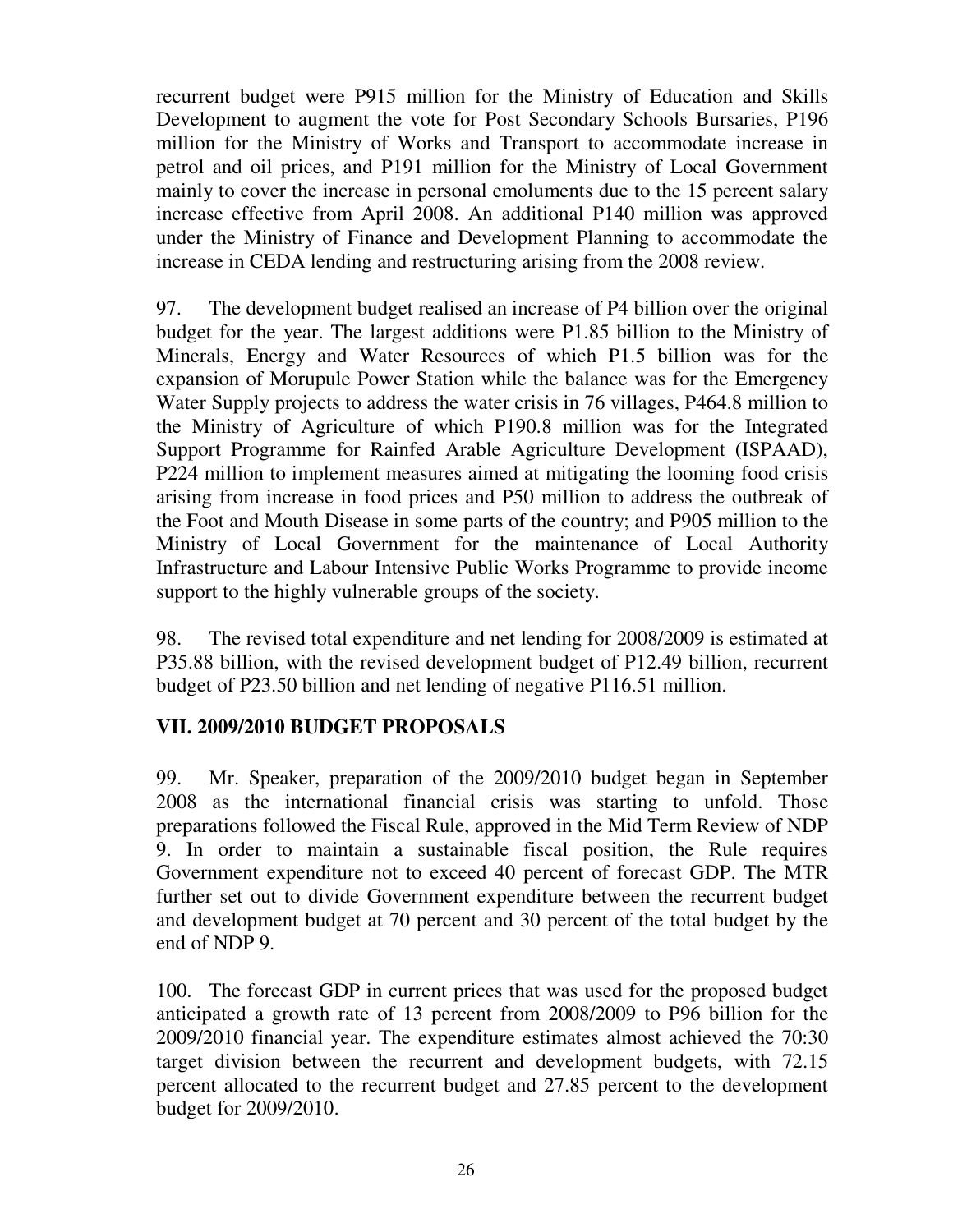recurrent budget were P915 million for the Ministry of Education and Skills Development to augment the vote for Post Secondary Schools Bursaries, P196 million for the Ministry of Works and Transport to accommodate increase in petrol and oil prices, and P191 million for the Ministry of Local Government mainly to cover the increase in personal emoluments due to the 15 percent salary increase effective from April 2008. An additional P140 million was approved under the Ministry of Finance and Development Planning to accommodate the increase in CEDA lending and restructuring arising from the 2008 review.

97. The development budget realised an increase of P4 billion over the original budget for the year. The largest additions were P1.85 billion to the Ministry of Minerals, Energy and Water Resources of which P1.5 billion was for the expansion of Morupule Power Station while the balance was for the Emergency Water Supply projects to address the water crisis in 76 villages, P464.8 million to the Ministry of Agriculture of which P190.8 million was for the Integrated Support Programme for Rainfed Arable Agriculture Development (ISPAAD), P224 million to implement measures aimed at mitigating the looming food crisis arising from increase in food prices and P50 million to address the outbreak of the Foot and Mouth Disease in some parts of the country; and P905 million to the Ministry of Local Government for the maintenance of Local Authority Infrastructure and Labour Intensive Public Works Programme to provide income support to the highly vulnerable groups of the society.

98. The revised total expenditure and net lending for 2008/2009 is estimated at P35.88 billion, with the revised development budget of P12.49 billion, recurrent budget of P23.50 billion and net lending of negative P116.51 million.

## VII. 2009/2010 BUDGET PROPOSALS

99. Mr. Speaker, preparation of the 2009/2010 budget began in September 2008 as the international financial crisis was starting to unfold. Those preparations followed the Fiscal Rule, approved in the Mid Term Review of NDP 9. In order to maintain a sustainable fiscal position, the Rule requires Government expenditure not to exceed 40 percent of forecast GDP. The MTR further set out to divide Government expenditure between the recurrent budget and development budget at 70 percent and 30 percent of the total budget by the end of NDP 9.

100. The forecast GDP in current prices that was used for the proposed budget anticipated a growth rate of 13 percent from 2008/2009 to P96 billion for the 2009/2010 financial year. The expenditure estimates almost achieved the 70:30 target division between the recurrent and development budgets, with 72.15 percent allocated to the recurrent budget and 27.85 percent to the development budget for 2009/2010.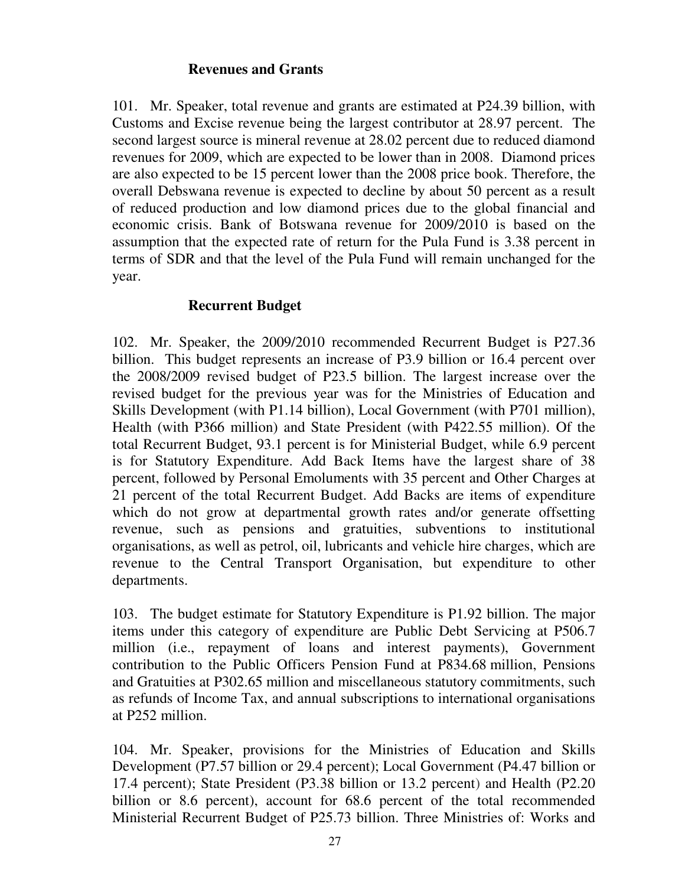### Revenues and Grants

101. Mr. Speaker, total revenue and grants are estimated at P24.39 billion, with Customs and Excise revenue being the largest contributor at 28.97 percent. The second largest source is mineral revenue at 28.02 percent due to reduced diamond revenues for 2009, which are expected to be lower than in 2008. Diamond prices are also expected to be 15 percent lower than the 2008 price book. Therefore, the overall Debswana revenue is expected to decline by about 50 percent as a result of reduced production and low diamond prices due to the global financial and economic crisis. Bank of Botswana revenue for 2009/2010 is based on the assumption that the expected rate of return for the Pula Fund is 3.38 percent in terms of SDR and that the level of the Pula Fund will remain unchanged for the year.

### Recurrent Budget

102. Mr. Speaker, the 2009/2010 recommended Recurrent Budget is P27.36 billion. This budget represents an increase of P3.9 billion or 16.4 percent over the 2008/2009 revised budget of P23.5 billion. The largest increase over the revised budget for the previous year was for the Ministries of Education and Skills Development (with P1.14 billion), Local Government (with P701 million), Health (with P366 million) and State President (with P422.55 million). Of the total Recurrent Budget, 93.1 percent is for Ministerial Budget, while 6.9 percent is for Statutory Expenditure. Add Back Items have the largest share of 38 percent, followed by Personal Emoluments with 35 percent and Other Charges at 21 percent of the total Recurrent Budget. Add Backs are items of expenditure which do not grow at departmental growth rates and/or generate offsetting revenue, such as pensions and gratuities, subventions to institutional organisations, as well as petrol, oil, lubricants and vehicle hire charges, which are revenue to the Central Transport Organisation, but expenditure to other departments.

103. The budget estimate for Statutory Expenditure is P1.92 billion. The major items under this category of expenditure are Public Debt Servicing at P506.7 million (i.e., repayment of loans and interest payments), Government contribution to the Public Officers Pension Fund at P834.68 million, Pensions and Gratuities at P302.65 million and miscellaneous statutory commitments, such as refunds of Income Tax, and annual subscriptions to international organisations at P252 million.

104. Mr. Speaker, provisions for the Ministries of Education and Skills Development (P7.57 billion or 29.4 percent); Local Government (P4.47 billion or 17.4 percent); State President (P3.38 billion or 13.2 percent) and Health (P2.20 billion or 8.6 percent), account for 68.6 percent of the total recommended Ministerial Recurrent Budget of P25.73 billion. Three Ministries of: Works and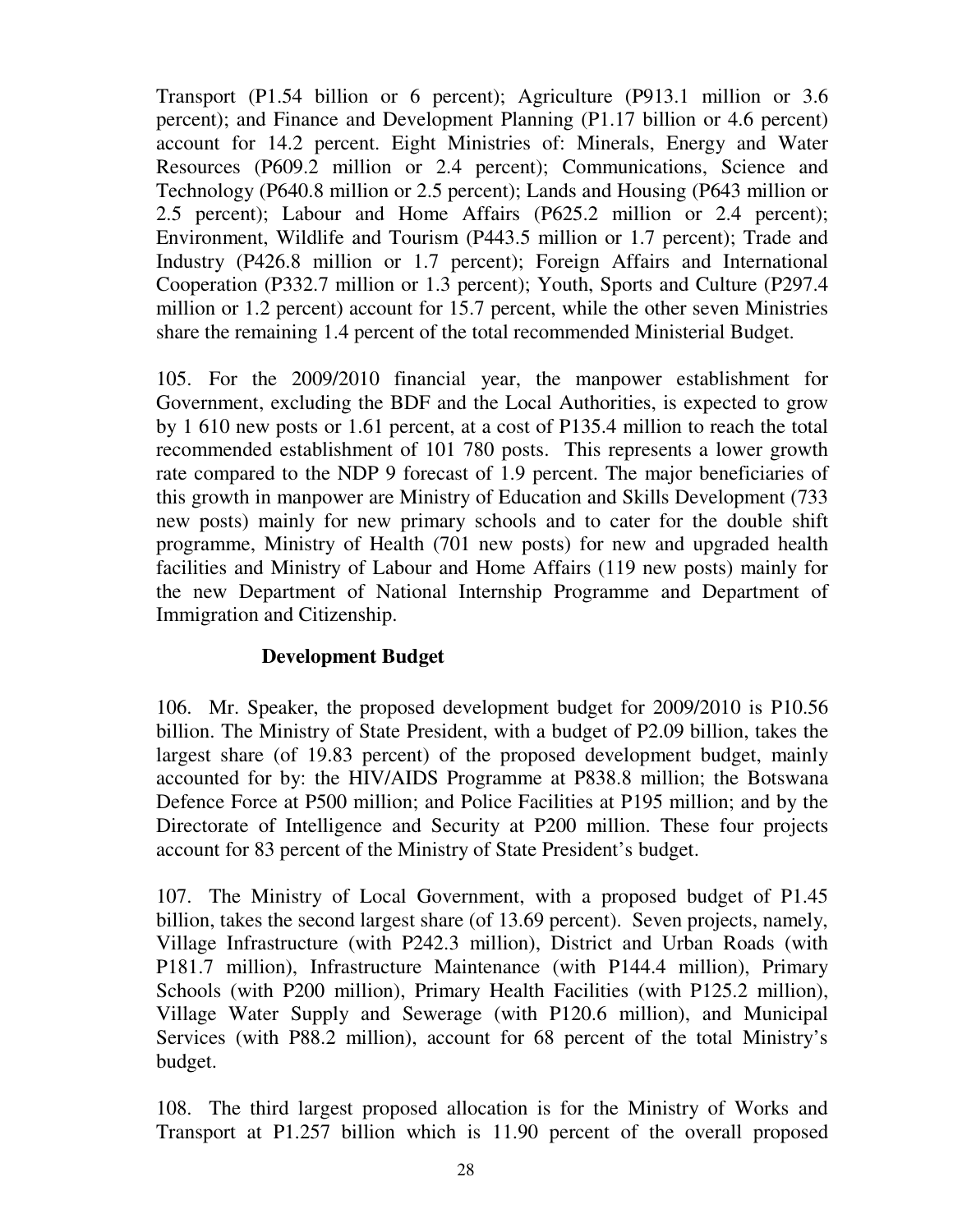Transport (P1.54 billion or 6 percent); Agriculture (P913.1 million or 3.6 percent); and Finance and Development Planning (P1.17 billion or 4.6 percent) account for 14.2 percent. Eight Ministries of: Minerals, Energy and Water Resources (P609.2 million or 2.4 percent); Communications, Science and Technology (P640.8 million or 2.5 percent); Lands and Housing (P643 million or 2.5 percent); Labour and Home Affairs (P625.2 million or 2.4 percent); Environment, Wildlife and Tourism (P443.5 million or 1.7 percent); Trade and Industry (P426.8 million or 1.7 percent); Foreign Affairs and International Cooperation (P332.7 million or 1.3 percent); Youth, Sports and Culture (P297.4 million or 1.2 percent) account for 15.7 percent, while the other seven Ministries share the remaining 1.4 percent of the total recommended Ministerial Budget.

105. For the 2009/2010 financial year, the manpower establishment for Government, excluding the BDF and the Local Authorities, is expected to grow by 1 610 new posts or 1.61 percent, at a cost of P135.4 million to reach the total recommended establishment of 101 780 posts. This represents a lower growth rate compared to the NDP 9 forecast of 1.9 percent. The major beneficiaries of this growth in manpower are Ministry of Education and Skills Development (733 new posts) mainly for new primary schools and to cater for the double shift programme, Ministry of Health (701 new posts) for new and upgraded health facilities and Ministry of Labour and Home Affairs (119 new posts) mainly for the new Department of National Internship Programme and Department of Immigration and Citizenship.

### Development Budget

106. Mr. Speaker, the proposed development budget for 2009/2010 is P10.56 billion. The Ministry of State President, with a budget of P2.09 billion, takes the largest share (of 19.83 percent) of the proposed development budget, mainly accounted for by: the HIV/AIDS Programme at P838.8 million; the Botswana Defence Force at P500 million; and Police Facilities at P195 million; and by the Directorate of Intelligence and Security at P200 million. These four projects account for 83 percent of the Ministry of State President's budget.

107. The Ministry of Local Government, with a proposed budget of P1.45 billion, takes the second largest share (of 13.69 percent). Seven projects, namely, Village Infrastructure (with P242.3 million), District and Urban Roads (with P181.7 million), Infrastructure Maintenance (with P144.4 million), Primary Schools (with P200 million), Primary Health Facilities (with P125.2 million), Village Water Supply and Sewerage (with P120.6 million), and Municipal Services (with P88.2 million), account for 68 percent of the total Ministry's budget.

108. The third largest proposed allocation is for the Ministry of Works and Transport at P1.257 billion which is 11.90 percent of the overall proposed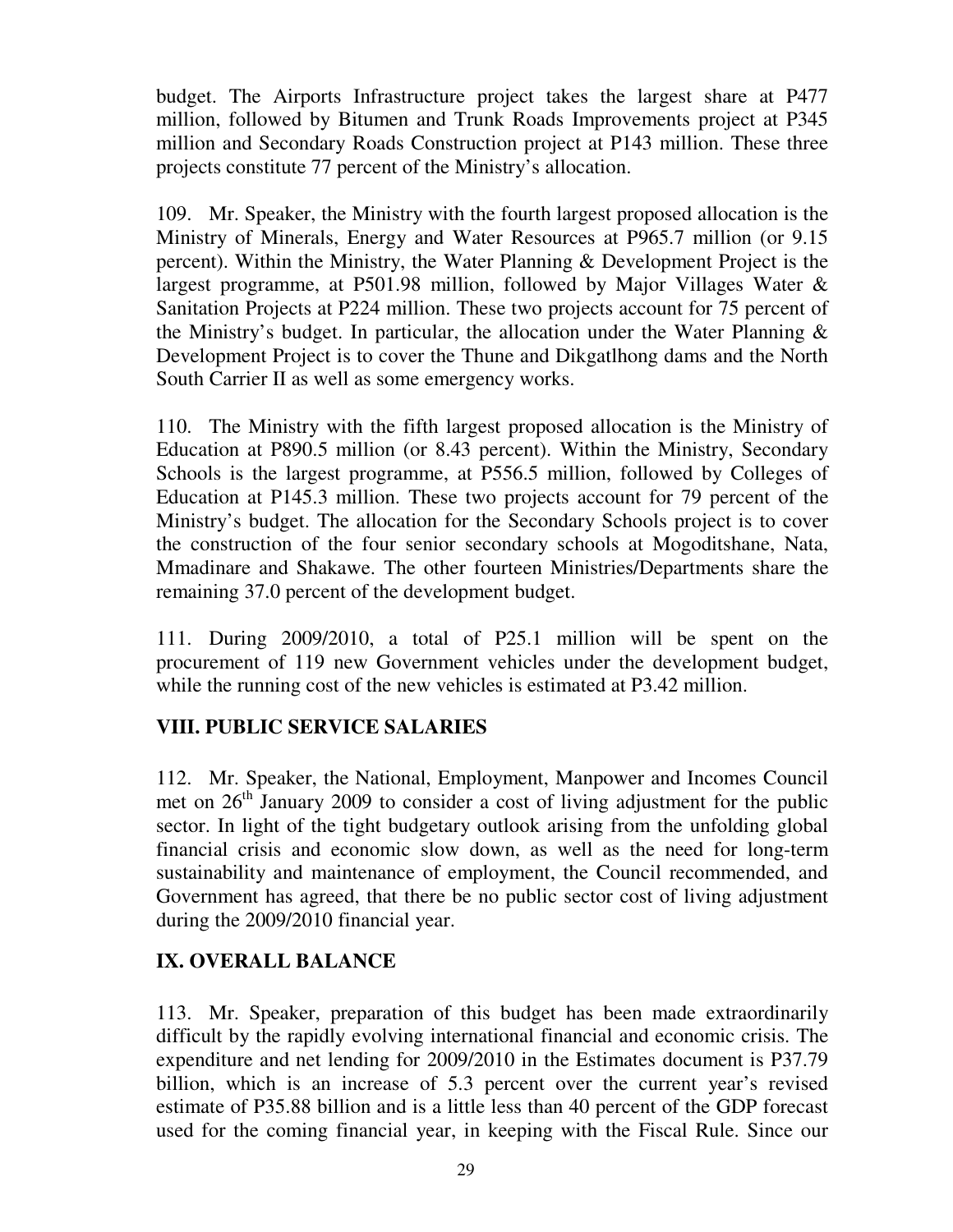budget. The Airports Infrastructure project takes the largest share at P477 million, followed by Bitumen and Trunk Roads Improvements project at P345 million and Secondary Roads Construction project at P143 million. These three projects constitute 77 percent of the Ministry's allocation.

109. Mr. Speaker, the Ministry with the fourth largest proposed allocation is the Ministry of Minerals, Energy and Water Resources at P965.7 million (or 9.15 percent). Within the Ministry, the Water Planning & Development Project is the largest programme, at P501.98 million, followed by Major Villages Water & Sanitation Projects at P224 million. These two projects account for 75 percent of the Ministry's budget. In particular, the allocation under the Water Planning & Development Project is to cover the Thune and Dikgatlhong dams and the North South Carrier II as well as some emergency works.

110. The Ministry with the fifth largest proposed allocation is the Ministry of Education at P890.5 million (or 8.43 percent). Within the Ministry, Secondary Schools is the largest programme, at P556.5 million, followed by Colleges of Education at P145.3 million. These two projects account for 79 percent of the Ministry's budget. The allocation for the Secondary Schools project is to cover the construction of the four senior secondary schools at Mogoditshane, Nata, Mmadinare and Shakawe. The other fourteen Ministries/Departments share the remaining 37.0 percent of the development budget.

111. During 2009/2010, a total of P25.1 million will be spent on the procurement of 119 new Government vehicles under the development budget, while the running cost of the new vehicles is estimated at P3.42 million.

## VIII. PUBLIC SERVICE SALARIES

112. Mr. Speaker, the National, Employment, Manpower and Incomes Council met on 26th January 2009 to consider a cost of living adjustment for the public sector. In light of the tight budgetary outlook arising from the unfolding global financial crisis and economic slow down, as well as the need for long-term sustainability and maintenance of employment, the Council recommended, and Government has agreed, that there be no public sector cost of living adjustment during the 2009/2010 financial year.

## IX. OVERALL BALANCE

113. Mr. Speaker, preparation of this budget has been made extraordinarily difficult by the rapidly evolving international financial and economic crisis. The expenditure and net lending for 2009/2010 in the Estimates document is P37.79 billion, which is an increase of 5.3 percent over the current year's revised estimate of P35.88 billion and is a little less than 40 percent of the GDP forecast used for the coming financial year, in keeping with the Fiscal Rule. Since our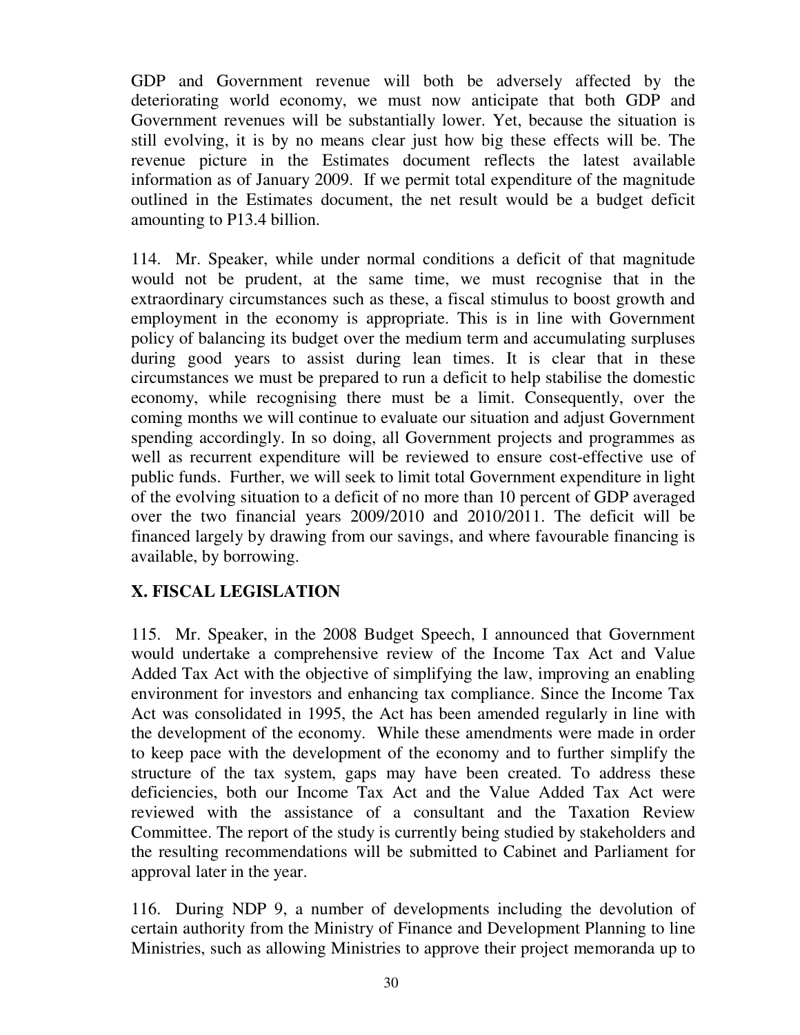GDP and Government revenue will both be adversely affected by the deteriorating world economy, we must now anticipate that both GDP and Government revenues will be substantially lower. Yet, because the situation is still evolving, it is by no means clear just how big these effects will be. The revenue picture in the Estimates document reflects the latest available information as of January 2009. If we permit total expenditure of the magnitude outlined in the Estimates document, the net result would be a budget deficit amounting to P13.4 billion.

114. Mr. Speaker, while under normal conditions a deficit of that magnitude would not be prudent, at the same time, we must recognise that in the extraordinary circumstances such as these, a fiscal stimulus to boost growth and employment in the economy is appropriate. This is in line with Government policy of balancing its budget over the medium term and accumulating surpluses during good years to assist during lean times. It is clear that in these circumstances we must be prepared to run a deficit to help stabilise the domestic economy, while recognising there must be a limit. Consequently, over the coming months we will continue to evaluate our situation and adjust Government spending accordingly. In so doing, all Government projects and programmes as well as recurrent expenditure will be reviewed to ensure cost-effective use of public funds. Further, we will seek to limit total Government expenditure in light of the evolving situation to a deficit of no more than 10 percent of GDP averaged over the two financial years 2009/2010 and 2010/2011. The deficit will be financed largely by drawing from our savings, and where favourable financing is available, by borrowing.

## X. FISCAL LEGISLATION

115. Mr. Speaker, in the 2008 Budget Speech, I announced that Government would undertake a comprehensive review of the Income Tax Act and Value Added Tax Act with the objective of simplifying the law, improving an enabling environment for investors and enhancing tax compliance. Since the Income Tax Act was consolidated in 1995, the Act has been amended regularly in line with the development of the economy. While these amendments were made in order to keep pace with the development of the economy and to further simplify the structure of the tax system, gaps may have been created. To address these deficiencies, both our Income Tax Act and the Value Added Tax Act were reviewed with the assistance of a consultant and the Taxation Review Committee. The report of the study is currently being studied by stakeholders and the resulting recommendations will be submitted to Cabinet and Parliament for approval later in the year.

116. During NDP 9, a number of developments including the devolution of certain authority from the Ministry of Finance and Development Planning to line Ministries, such as allowing Ministries to approve their project memoranda up to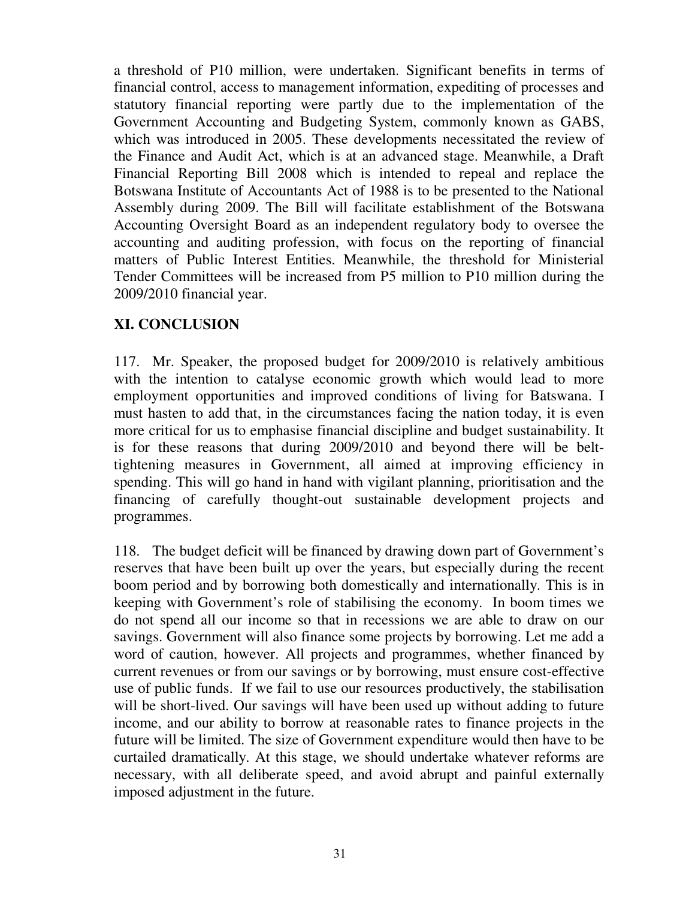a threshold of P10 million, were undertaken. Significant benefits in terms of financial control, access to management information, expediting of processes and statutory financial reporting were partly due to the implementation of the Government Accounting and Budgeting System, commonly known as GABS, which was introduced in 2005. These developments necessitated the review of the Finance and Audit Act, which is at an advanced stage. Meanwhile, a Draft Financial Reporting Bill 2008 which is intended to repeal and replace the Botswana Institute of Accountants Act of 1988 is to be presented to the National Assembly during 2009. The Bill will facilitate establishment of the Botswana Accounting Oversight Board as an independent regulatory body to oversee the accounting and auditing profession, with focus on the reporting of financial matters of Public Interest Entities. Meanwhile, the threshold for Ministerial Tender Committees will be increased from P5 million to P10 million during the 2009/2010 financial year.

## XI. CONCLUSION

117. Mr. Speaker, the proposed budget for 2009/2010 is relatively ambitious with the intention to catalyse economic growth which would lead to more employment opportunities and improved conditions of living for Batswana. I must hasten to add that, in the circumstances facing the nation today, it is even more critical for us to emphasise financial discipline and budget sustainability. It is for these reasons that during 2009/2010 and beyond there will be belt-tightening measures in Government, all aimed at improving efficiency in spending. This will go hand in hand with vigilant planning, prioritisation and the financing of carefully thought-out sustainable development projects and programmes.

118. The budget deficit will be financed by drawing down part of Government's reserves that have been built up over the years, but especially during the recent boom period and by borrowing both domestically and internationally. This is in keeping with Government's role of stabilising the economy. In boom times we do not spend all our income so that in recessions we are able to draw on our savings. Government will also finance some projects by borrowing. Let me add a word of caution, however. All projects and programmes, whether financed by current revenues or from our savings or by borrowing, must ensure cost-effective use of public funds. If we fail to use our resources productively, the stabilisation will be short-lived. Our savings will have been used up without adding to future income, and our ability to borrow at reasonable rates to finance projects in the future will be limited. The size of Government expenditure would then have to be curtailed dramatically. At this stage, we should undertake whatever reforms are necessary, with all deliberate speed, and avoid abrupt and painful externally imposed adjustment in the future.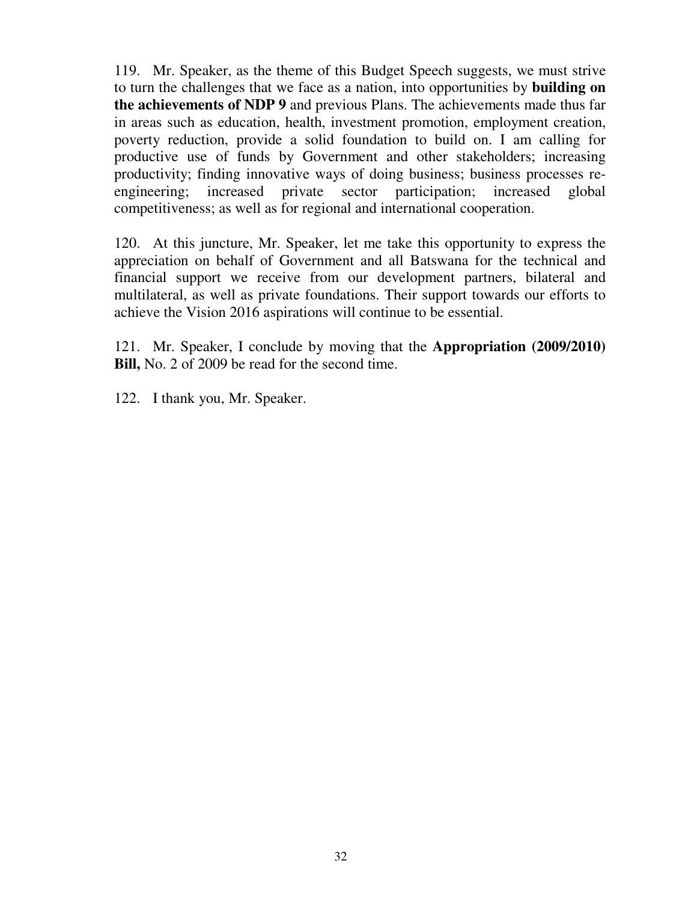119. Mr. Speaker, as the theme of this Budget Speech suggests, we must strive to turn the challenges that we face as a nation, into opportunities by **building on the achievements of NDP 9** and previous Plans. The achievements made thus far in areas such as education, health, investment promotion, employment creation, poverty reduction, provide a solid foundation to build on. I am calling for productive use of funds by Government and other stakeholders; increasing productivity; finding innovative ways of doing business; business processes re-engineering; increased private sector participation; increased global competitiveness; as well as for regional and international cooperation.

120. At this juncture, Mr. Speaker, let me take this opportunity to express the appreciation on behalf of Government and all Batswana for the technical and financial support we receive from our development partners, bilateral and multilateral, as well as private foundations. Their support towards our efforts to achieve the Vision 2016 aspirations will continue to be essential.

121. Mr. Speaker, I conclude by moving that the **Appropriation (2009/2010) Bill,** No. 2 of 2009 be read for the second time.

122. I thank you, Mr. Speaker.